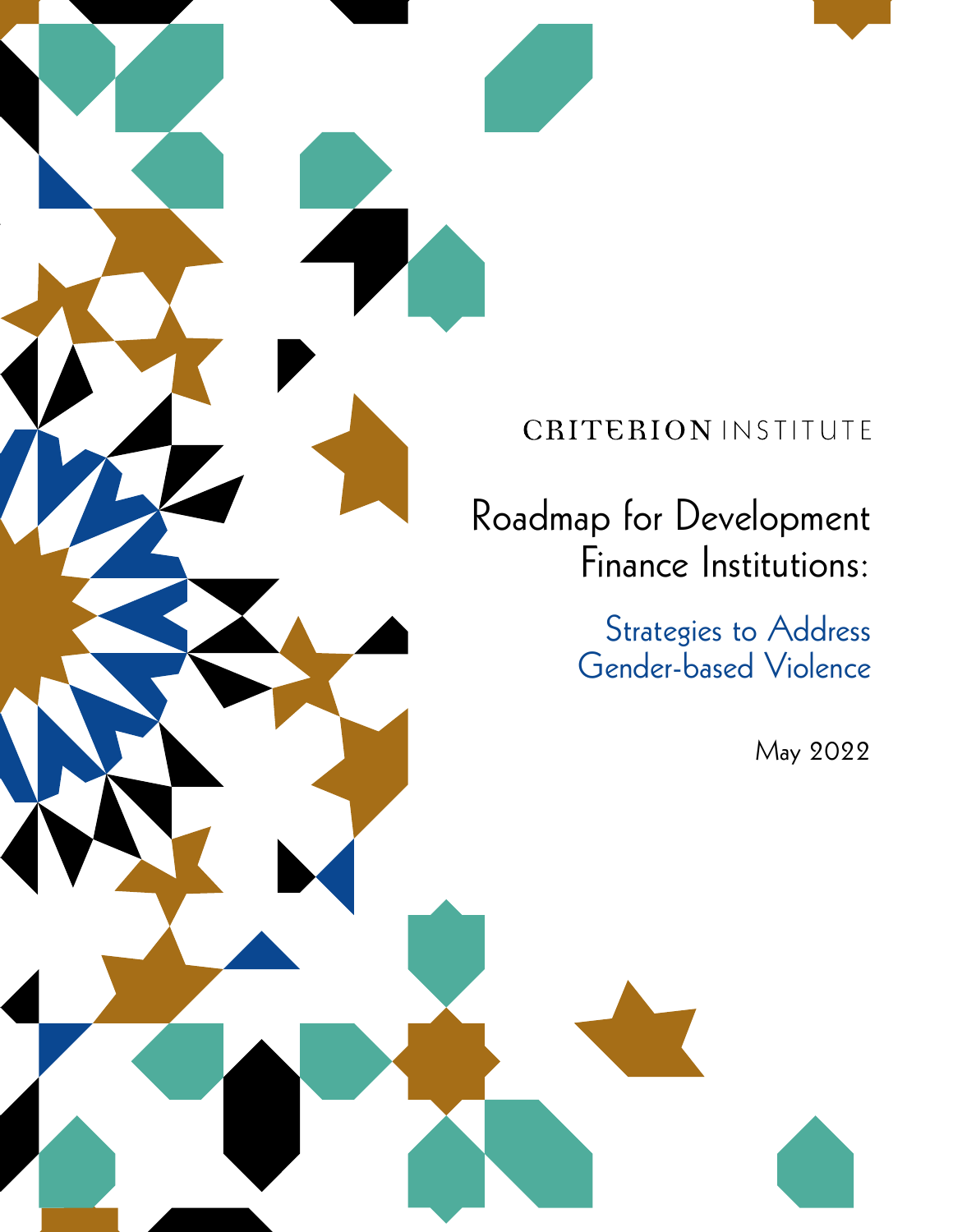CRITERION INSTITUTE

# Roadmap for Development Finance Institutions:

## Strategies to Address Gender-based Violence

May 2022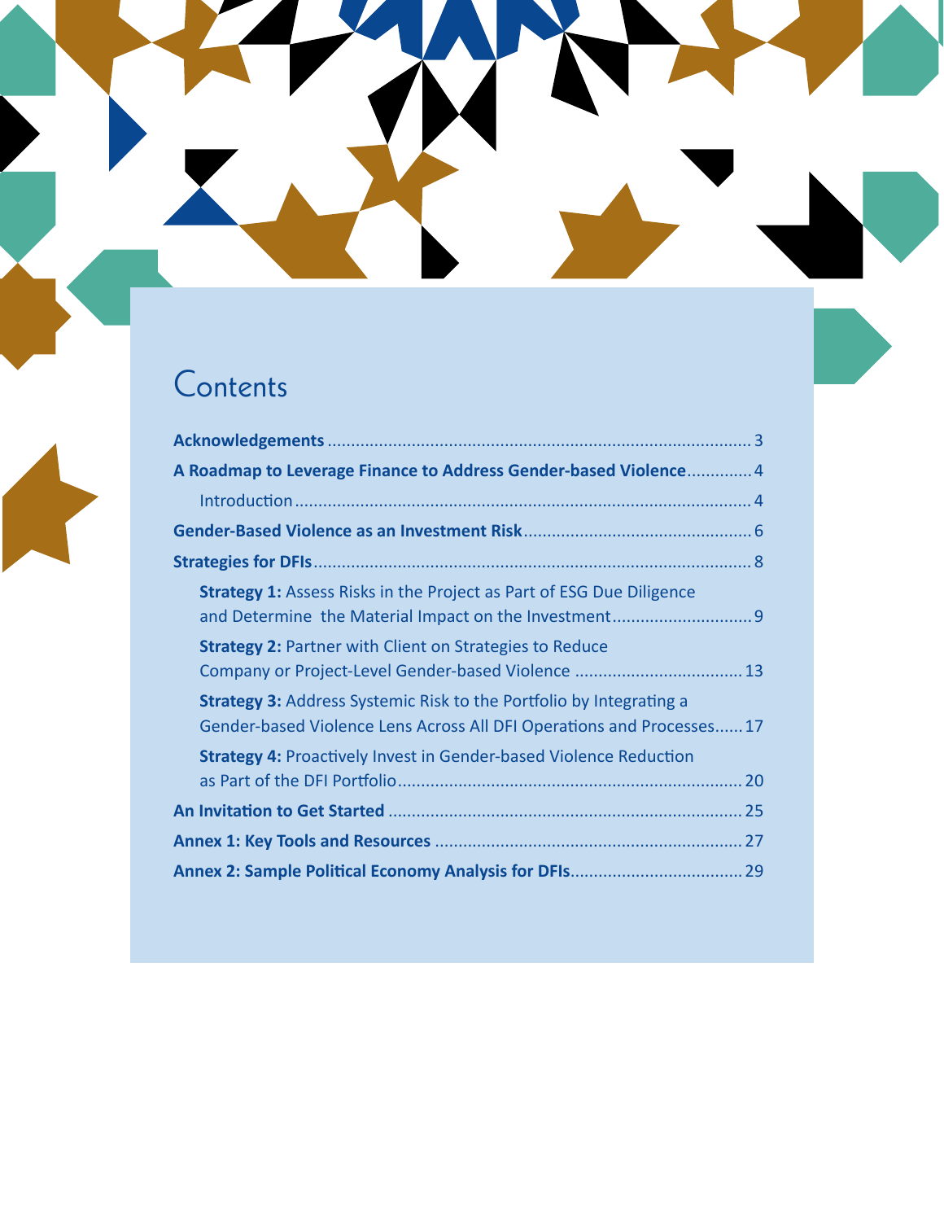# Contents

**Acknowledgements** ........................................................................................... 3

**A Roadmap to Leverage Finance to Address Gender-based Violence**.............. 4

Introduction ................................................................................................. 4

**Gender-Based Violence as an Investment Risk**................................................. 6

**Strategies for DFIs**............................................................................................. 8

**Strategy 1:** Assess Risks in the Project as Part of ESG Due Diligence and Determine the Material Impact on the Investment............................. 9

**Strategy 2:** Partner with Client on Strategies to Reduce Company or Project-Level Gender-based Violence .................................... 13

**Strategy 3:** Address Systemic Risk to the Portfolio by Integrating a Gender-based Violence Lens Across All DFI Operations and Processes...... 17

**Strategy 4:** Proactively Invest in Gender-based Violence Reduction as Part of the DFI Portfolio......................................................................... 20

**An Invitation to Get Started** ........................................................................... 25

**Annex 1: Key Tools and Resources** ................................................................. 27

**Annex 2: Sample Political Economy Analysis for DFIs**..................................... 29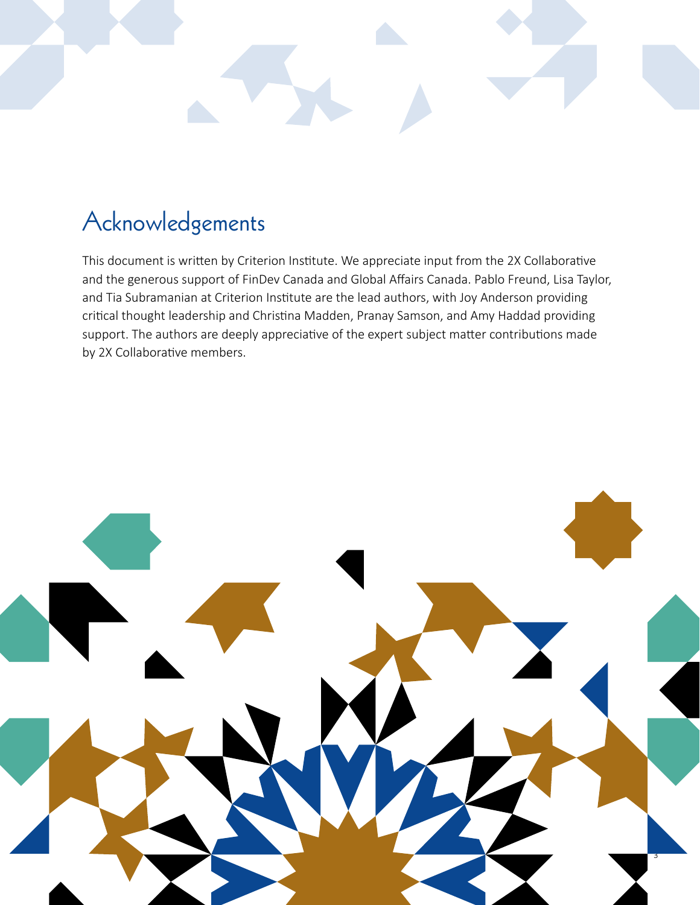# Acknowledgements

This document is written by Criterion Institute. We appreciate input from the 2X Collaborative and the generous support of FinDev Canada and Global Affairs Canada. Pablo Freund, Lisa Taylor, and Tia Subramanian at Criterion Institute are the lead authors, with Joy Anderson providing critical thought leadership and Christina Madden, Pranay Samson, and Amy Haddad providing support. The authors are deeply appreciative of the expert subject matter contributions made by 2X Collaborative members.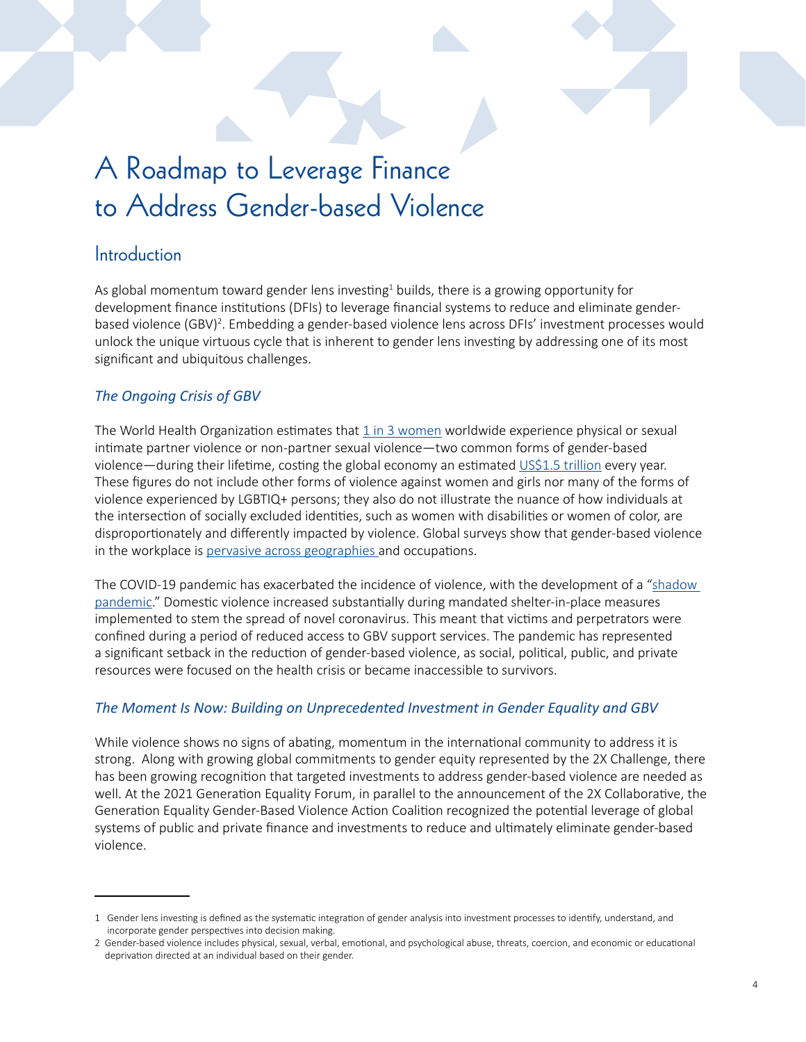# A Roadmap to Leverage Finance to Address Gender-based Violence

## Introduction

As global momentum toward gender lens investing[1] builds, there is a growing opportunity for development finance institutions (DFIs) to leverage financial systems to reduce and eliminate gender-based violence (GBV)[2]. Embedding a gender-based violence lens across DFIs' investment processes would unlock the unique virtuous cycle that is inherent to gender lens investing by addressing one of its most significant and ubiquitous challenges.

### *The Ongoing Crisis of GBV*

The World Health Organization estimates that 1 in 3 women worldwide experience physical or sexual intimate partner violence or non-partner sexual violence—two common forms of gender-based violence—during their lifetime, costing the global economy an estimated US$1.5 trillion every year. These figures do not include other forms of violence against women and girls nor many of the forms of violence experienced by LGBTIQ+ persons; they also do not illustrate the nuance of how individuals at the intersection of socially excluded identities, such as women with disabilities or women of color, are disproportionately and differently impacted by violence. Global surveys show that gender-based violence in the workplace is pervasive across geographies and occupations.

The COVID-19 pandemic has exacerbated the incidence of violence, with the development of a "shadow pandemic." Domestic violence increased substantially during mandated shelter-in-place measures implemented to stem the spread of novel coronavirus. This meant that victims and perpetrators were confined during a period of reduced access to GBV support services. The pandemic has represented a significant setback in the reduction of gender-based violence, as social, political, public, and private resources were focused on the health crisis or became inaccessible to survivors.

### *The Moment Is Now: Building on Unprecedented Investment in Gender Equality and GBV*

While violence shows no signs of abating, momentum in the international community to address it is strong. Along with growing global commitments to gender equity represented by the 2X Challenge, there has been growing recognition that targeted investments to address gender-based violence are needed as well. At the 2021 Generation Equality Forum, in parallel to the announcement of the 2X Collaborative, the Generation Equality Gender-Based Violence Action Coalition recognized the potential leverage of global systems of public and private finance and investments to reduce and ultimately eliminate gender-based violence.

---

1 Gender lens investing is defined as the systematic integration of gender analysis into investment processes to identify, understand, and incorporate gender perspectives into decision making.

2 Gender-based violence includes physical, sexual, verbal, emotional, and psychological abuse, threats, coercion, and economic or educational deprivation directed at an individual based on their gender.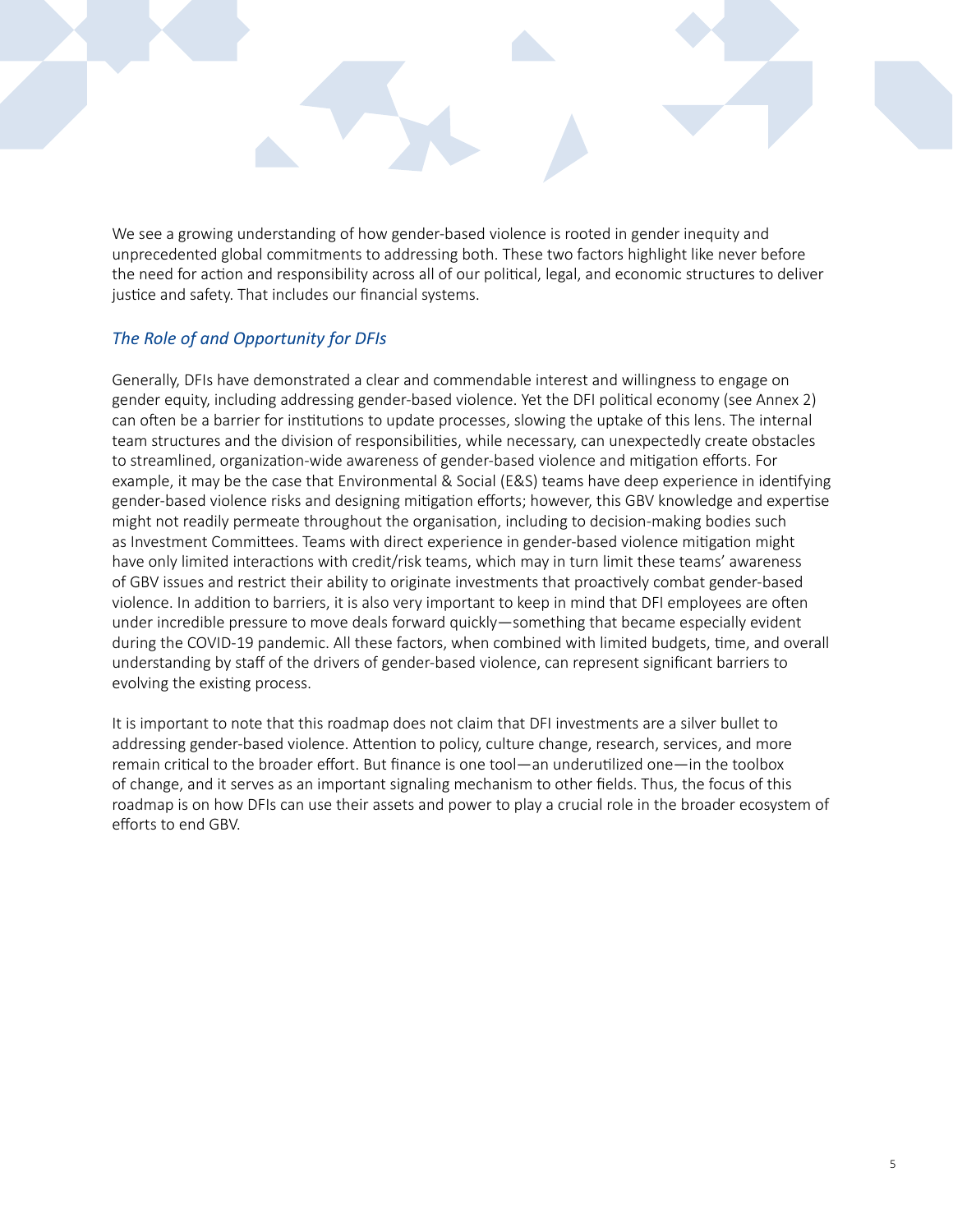We see a growing understanding of how gender-based violence is rooted in gender inequity and unprecedented global commitments to addressing both. These two factors highlight like never before the need for action and responsibility across all of our political, legal, and economic structures to deliver justice and safety. That includes our financial systems.

### *The Role of and Opportunity for DFIs*

Generally, DFIs have demonstrated a clear and commendable interest and willingness to engage on gender equity, including addressing gender-based violence. Yet the DFI political economy (see Annex 2) can often be a barrier for institutions to update processes, slowing the uptake of this lens. The internal team structures and the division of responsibilities, while necessary, can unexpectedly create obstacles to streamlined, organization-wide awareness of gender-based violence and mitigation efforts. For example, it may be the case that Environmental & Social (E&S) teams have deep experience in identifying gender-based violence risks and designing mitigation efforts; however, this GBV knowledge and expertise might not readily permeate throughout the organisation, including to decision-making bodies such as Investment Committees. Teams with direct experience in gender-based violence mitigation might have only limited interactions with credit/risk teams, which may in turn limit these teams' awareness of GBV issues and restrict their ability to originate investments that proactively combat gender-based violence. In addition to barriers, it is also very important to keep in mind that DFI employees are often under incredible pressure to move deals forward quickly—something that became especially evident during the COVID-19 pandemic. All these factors, when combined with limited budgets, time, and overall understanding by staff of the drivers of gender-based violence, can represent significant barriers to evolving the existing process.

It is important to note that this roadmap does not claim that DFI investments are a silver bullet to addressing gender-based violence. Attention to policy, culture change, research, services, and more remain critical to the broader effort. But finance is one tool—an underutilized one—in the toolbox of change, and it serves as an important signaling mechanism to other fields. Thus, the focus of this roadmap is on how DFIs can use their assets and power to play a crucial role in the broader ecosystem of efforts to end GBV.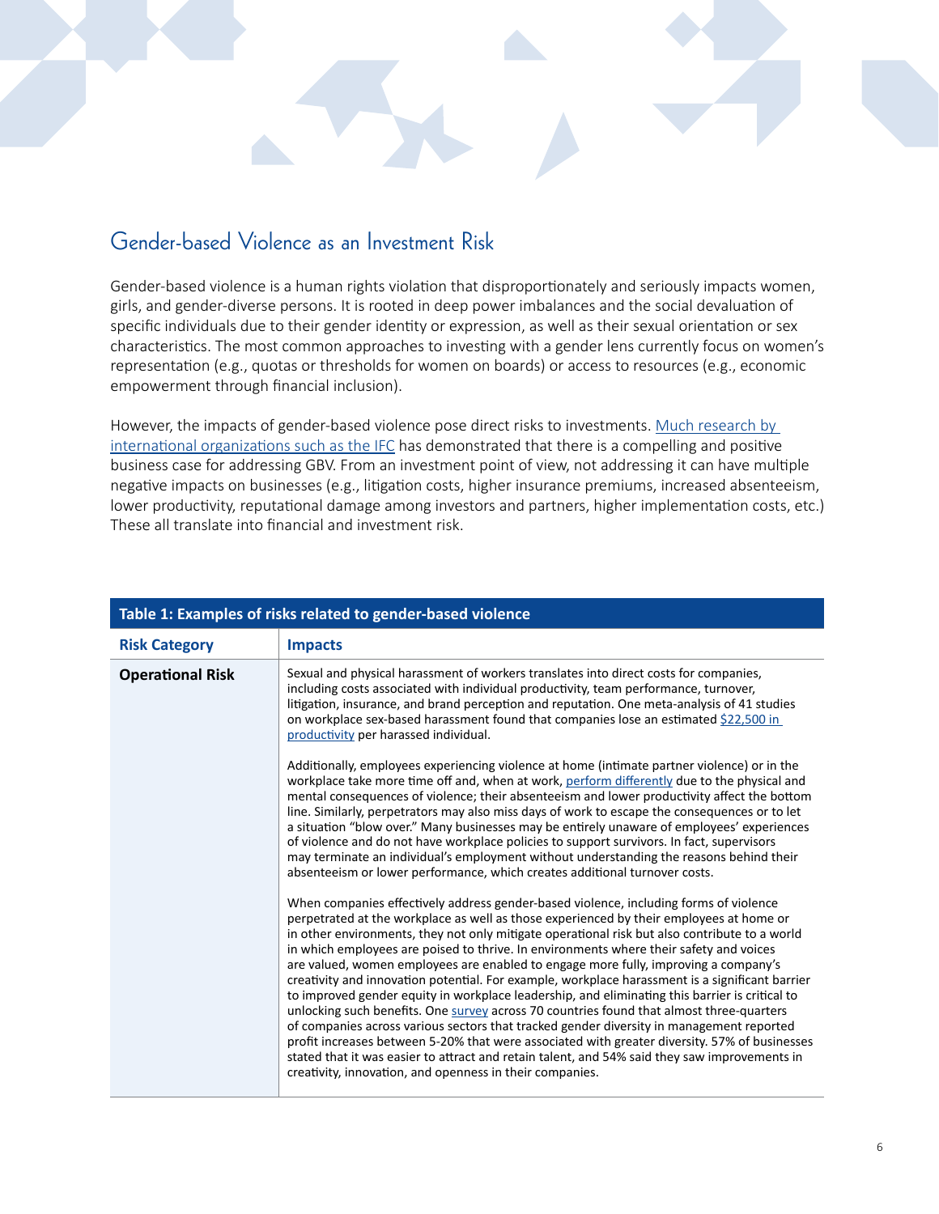## Gender-based Violence as an Investment Risk

Gender-based violence is a human rights violation that disproportionately and seriously impacts women, girls, and gender-diverse persons. It is rooted in deep power imbalances and the social devaluation of specific individuals due to their gender identity or expression, as well as their sexual orientation or sex characteristics. The most common approaches to investing with a gender lens currently focus on women's representation (e.g., quotas or thresholds for women on boards) or access to resources (e.g., economic empowerment through financial inclusion).

However, the impacts of gender-based violence pose direct risks to investments. Much research by international organizations such as the IFC has demonstrated that there is a compelling and positive business case for addressing GBV. From an investment point of view, not addressing it can have multiple negative impacts on businesses (e.g., litigation costs, higher insurance premiums, increased absenteeism, lower productivity, reputational damage among investors and partners, higher implementation costs, etc.) These all translate into financial and investment risk.

**Table 1: Examples of risks related to gender-based violence**

| Risk Category | Impacts |
|---|---|
| **Operational Risk** | Sexual and physical harassment of workers translates into direct costs for companies, including costs associated with individual productivity, team performance, turnover, litigation, insurance, and brand perception and reputation. One meta-analysis of 41 studies on workplace sex-based harassment found that companies lose an estimated $22,500 in productivity per harassed individual.<br><br>Additionally, employees experiencing violence at home (intimate partner violence) or in the workplace take more time off and, when at work, perform differently due to the physical and mental consequences of violence; their absenteeism and lower productivity affect the bottom line. Similarly, perpetrators may also miss days of work to escape the consequences or to let a situation "blow over." Many businesses may be entirely unaware of employees' experiences of violence and do not have workplace policies to support survivors. In fact, supervisors may terminate an individual's employment without understanding the reasons behind their absenteeism or lower performance, which creates additional turnover costs.<br><br>When companies effectively address gender-based violence, including forms of violence perpetrated at the workplace as well as those experienced by their employees at home or in other environments, they not only mitigate operational risk but also contribute to a world in which employees are poised to thrive. In environments where their safety and voices are valued, women employees are enabled to engage more fully, improving a company's creativity and innovation potential. For example, workplace harassment is a significant barrier to improved gender equity in workplace leadership, and eliminating this barrier is critical to unlocking such benefits. One survey across 70 countries found that almost three-quarters of companies across various sectors that tracked gender diversity in management reported profit increases between 5-20% that were associated with greater diversity. 57% of businesses stated that it was easier to attract and retain talent, and 54% said they saw improvements in creativity, innovation, and openness in their companies. |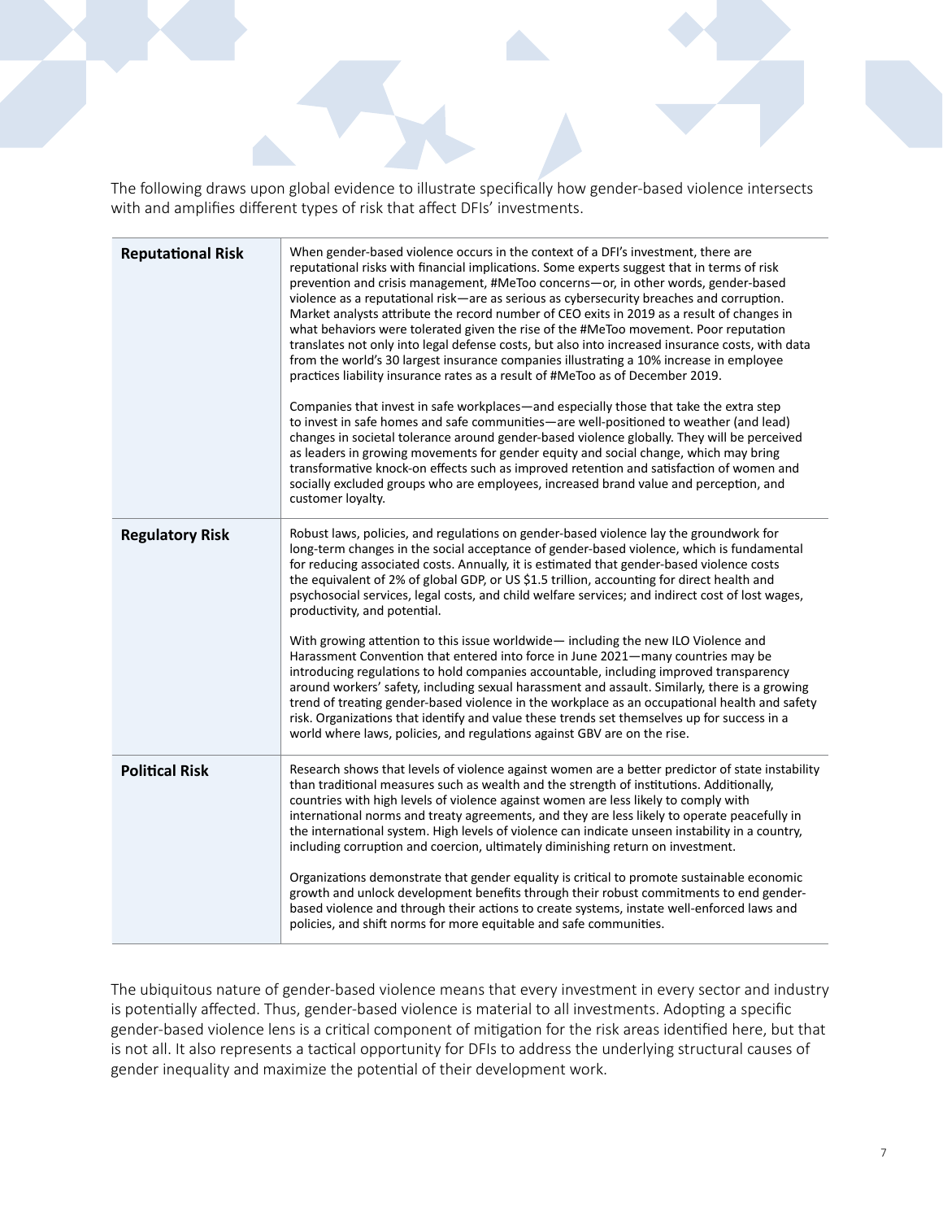The following draws upon global evidence to illustrate specifically how gender-based violence intersects with and amplifies different types of risk that affect DFIs' investments.

| | |
|---|---|
| **Reputational Risk** | When gender-based violence occurs in the context of a DFI's investment, there are reputational risks with financial implications. Some experts suggest that in terms of risk prevention and crisis management, #MeToo concerns—or, in other words, gender-based violence as a reputational risk—are as serious as cybersecurity breaches and corruption. Market analysts attribute the record number of CEO exits in 2019 as a result of changes in what behaviors were tolerated given the rise of the #MeToo movement. Poor reputation translates not only into legal defense costs, but also into increased insurance costs, with data from the world's 30 largest insurance companies illustrating a 10% increase in employee practices liability insurance rates as a result of #MeToo as of December 2019.<br><br>Companies that invest in safe workplaces—and especially those that take the extra step to invest in safe homes and safe communities—are well-positioned to weather (and lead) changes in societal tolerance around gender-based violence globally. They will be perceived as leaders in growing movements for gender equity and social change, which may bring transformative knock-on effects such as improved retention and satisfaction of women and socially excluded groups who are employees, increased brand value and perception, and customer loyalty. |
| **Regulatory Risk** | Robust laws, policies, and regulations on gender-based violence lay the groundwork for long-term changes in the social acceptance of gender-based violence, which is fundamental for reducing associated costs. Annually, it is estimated that gender-based violence costs the equivalent of 2% of global GDP, or US $1.5 trillion, accounting for direct health and psychosocial services, legal costs, and child welfare services; and indirect cost of lost wages, productivity, and potential.<br><br>With growing attention to this issue worldwide— including the new ILO Violence and Harassment Convention that entered into force in June 2021—many countries may be introducing regulations to hold companies accountable, including improved transparency around workers' safety, including sexual harassment and assault. Similarly, there is a growing trend of treating gender-based violence in the workplace as an occupational health and safety risk. Organizations that identify and value these trends set themselves up for success in a world where laws, policies, and regulations against GBV are on the rise. |
| **Political Risk** | Research shows that levels of violence against women are a better predictor of state instability than traditional measures such as wealth and the strength of institutions. Additionally, countries with high levels of violence against women are less likely to comply with international norms and treaty agreements, and they are less likely to operate peacefully in the international system. High levels of violence can indicate unseen instability in a country, including corruption and coercion, ultimately diminishing return on investment.<br><br>Organizations demonstrate that gender equality is critical to promote sustainable economic growth and unlock development benefits through their robust commitments to end gender-based violence and through their actions to create systems, instate well-enforced laws and policies, and shift norms for more equitable and safe communities. |

The ubiquitous nature of gender-based violence means that every investment in every sector and industry is potentially affected. Thus, gender-based violence is material to all investments. Adopting a specific gender-based violence lens is a critical component of mitigation for the risk areas identified here, but that is not all. It also represents a tactical opportunity for DFIs to address the underlying structural causes of gender inequality and maximize the potential of their development work.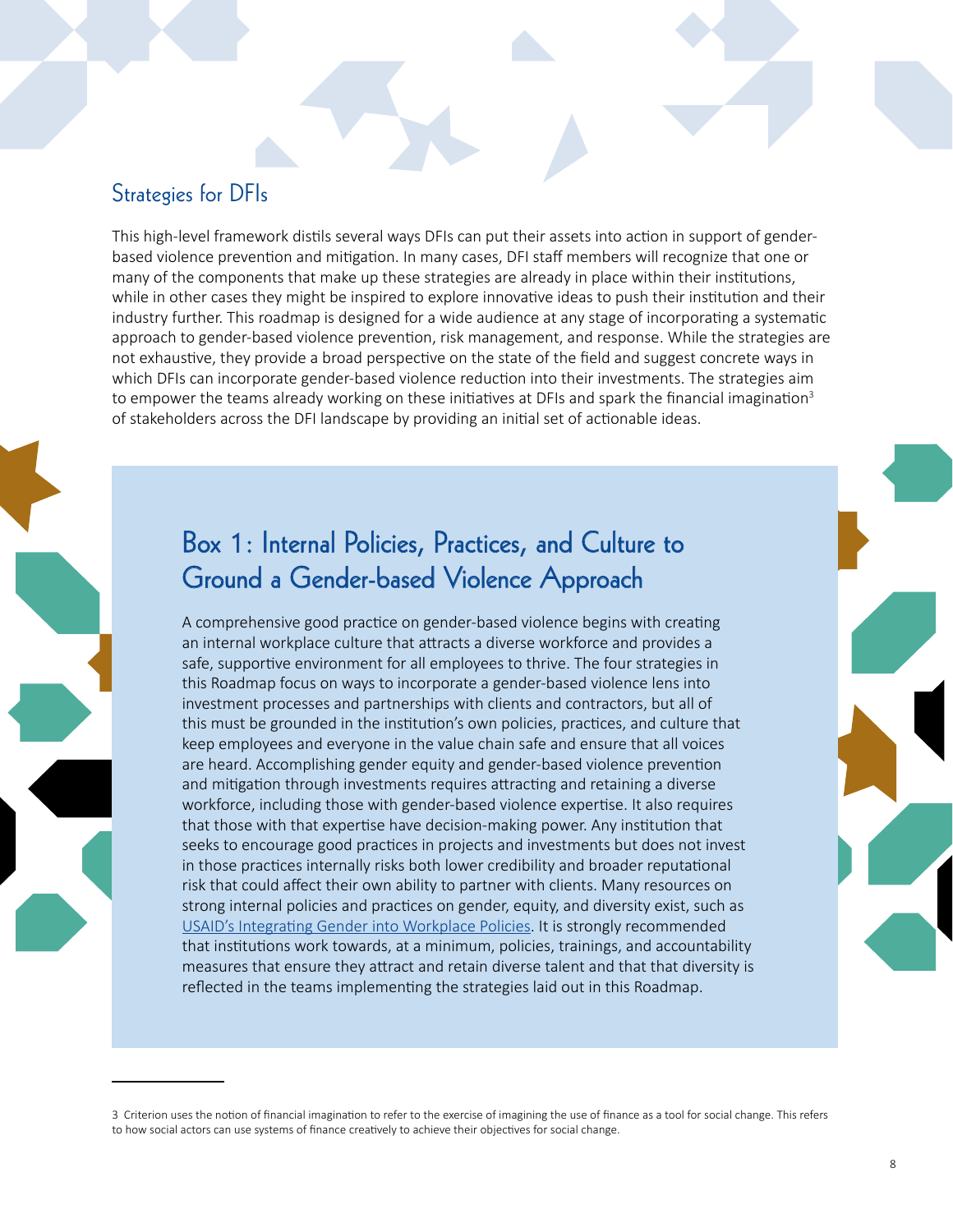## Strategies for DFIs

This high-level framework distils several ways DFIs can put their assets into action in support of gender-based violence prevention and mitigation. In many cases, DFI staff members will recognize that one or many of the components that make up these strategies are already in place within their institutions, while in other cases they might be inspired to explore innovative ideas to push their institution and their industry further. This roadmap is designed for a wide audience at any stage of incorporating a systematic approach to gender-based violence prevention, risk management, and response. While the strategies are not exhaustive, they provide a broad perspective on the state of the field and suggest concrete ways in which DFIs can incorporate gender-based violence reduction into their investments. The strategies aim to empower the teams already working on these initiatives at DFIs and spark the financial imagination[3] of stakeholders across the DFI landscape by providing an initial set of actionable ideas.

### Box 1: Internal Policies, Practices, and Culture to Ground a Gender-based Violence Approach

A comprehensive good practice on gender-based violence begins with creating an internal workplace culture that attracts a diverse workforce and provides a safe, supportive environment for all employees to thrive. The four strategies in this Roadmap focus on ways to incorporate a gender-based violence lens into investment processes and partnerships with clients and contractors, but all of this must be grounded in the institution's own policies, practices, and culture that keep employees and everyone in the value chain safe and ensure that all voices are heard. Accomplishing gender equity and gender-based violence prevention and mitigation through investments requires attracting and retaining a diverse workforce, including those with gender-based violence expertise. It also requires that those with that expertise have decision-making power. Any institution that seeks to encourage good practices in projects and investments but does not invest in those practices internally risks both lower credibility and broader reputational risk that could affect their own ability to partner with clients. Many resources on strong internal policies and practices on gender, equity, and diversity exist, such as USAID's Integrating Gender into Workplace Policies. It is strongly recommended that institutions work towards, at a minimum, policies, trainings, and accountability measures that ensure they attract and retain diverse talent and that that diversity is reflected in the teams implementing the strategies laid out in this Roadmap.

---

3 Criterion uses the notion of financial imagination to refer to the exercise of imagining the use of finance as a tool for social change. This refers to how social actors can use systems of finance creatively to achieve their objectives for social change.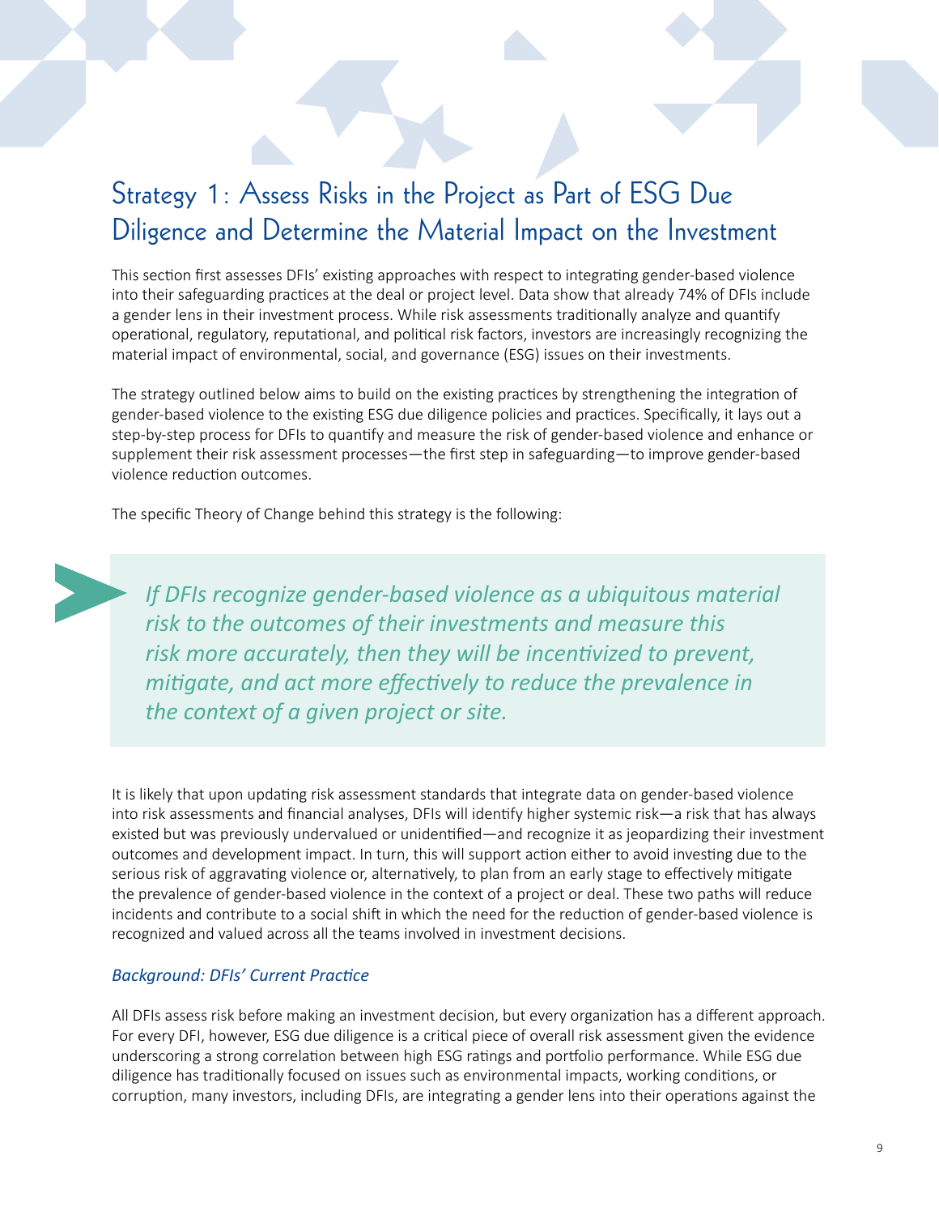## Strategy 1: Assess Risks in the Project as Part of ESG Due Diligence and Determine the Material Impact on the Investment

This section first assesses DFIs' existing approaches with respect to integrating gender-based violence into their safeguarding practices at the deal or project level. Data show that already 74% of DFIs include a gender lens in their investment process. While risk assessments traditionally analyze and quantify operational, regulatory, reputational, and political risk factors, investors are increasingly recognizing the material impact of environmental, social, and governance (ESG) issues on their investments.

The strategy outlined below aims to build on the existing practices by strengthening the integration of gender-based violence to the existing ESG due diligence policies and practices. Specifically, it lays out a step-by-step process for DFIs to quantify and measure the risk of gender-based violence and enhance or supplement their risk assessment processes—the first step in safeguarding—to improve gender-based violence reduction outcomes.

The specific Theory of Change behind this strategy is the following:

> *If DFIs recognize gender-based violence as a ubiquitous material risk to the outcomes of their investments and measure this risk more accurately, then they will be incentivized to prevent, mitigate, and act more effectively to reduce the prevalence in the context of a given project or site.*

It is likely that upon updating risk assessment standards that integrate data on gender-based violence into risk assessments and financial analyses, DFIs will identify higher systemic risk—a risk that has always existed but was previously undervalued or unidentified—and recognize it as jeopardizing their investment outcomes and development impact. In turn, this will support action either to avoid investing due to the serious risk of aggravating violence or, alternatively, to plan from an early stage to effectively mitigate the prevalence of gender-based violence in the context of a project or deal. These two paths will reduce incidents and contribute to a social shift in which the need for the reduction of gender-based violence is recognized and valued across all the teams involved in investment decisions.

### *Background: DFIs' Current Practice*

All DFIs assess risk before making an investment decision, but every organization has a different approach. For every DFI, however, ESG due diligence is a critical piece of overall risk assessment given the evidence underscoring a strong correlation between high ESG ratings and portfolio performance. While ESG due diligence has traditionally focused on issues such as environmental impacts, working conditions, or corruption, many investors, including DFIs, are integrating a gender lens into their operations against the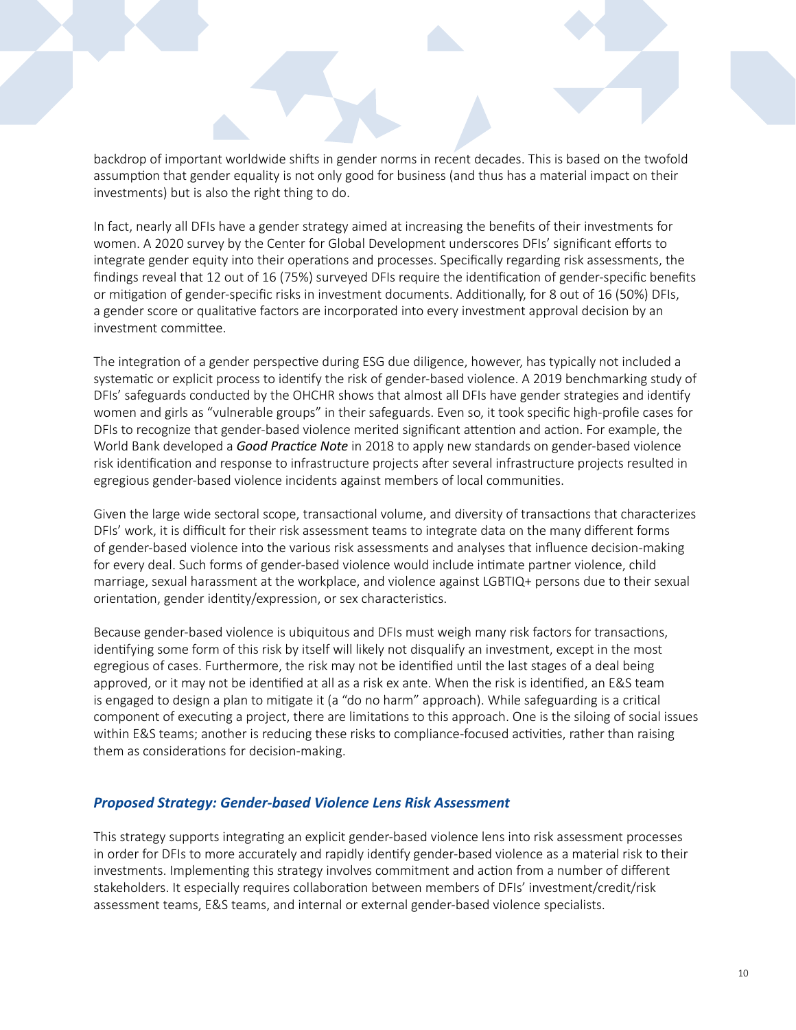backdrop of important worldwide shifts in gender norms in recent decades. This is based on the twofold assumption that gender equality is not only good for business (and thus has a material impact on their investments) but is also the right thing to do.

In fact, nearly all DFIs have a gender strategy aimed at increasing the benefits of their investments for women. A 2020 survey by the Center for Global Development underscores DFIs' significant efforts to integrate gender equity into their operations and processes. Specifically regarding risk assessments, the findings reveal that 12 out of 16 (75%) surveyed DFIs require the identification of gender-specific benefits or mitigation of gender-specific risks in investment documents. Additionally, for 8 out of 16 (50%) DFIs, a gender score or qualitative factors are incorporated into every investment approval decision by an investment committee.

The integration of a gender perspective during ESG due diligence, however, has typically not included a systematic or explicit process to identify the risk of gender-based violence. A 2019 benchmarking study of DFIs' safeguards conducted by the OHCHR shows that almost all DFIs have gender strategies and identify women and girls as "vulnerable groups" in their safeguards. Even so, it took specific high-profile cases for DFIs to recognize that gender-based violence merited significant attention and action. For example, the World Bank developed a ***Good Practice Note*** in 2018 to apply new standards on gender-based violence risk identification and response to infrastructure projects after several infrastructure projects resulted in egregious gender-based violence incidents against members of local communities.

Given the large wide sectoral scope, transactional volume, and diversity of transactions that characterizes DFIs' work, it is difficult for their risk assessment teams to integrate data on the many different forms of gender-based violence into the various risk assessments and analyses that influence decision-making for every deal. Such forms of gender-based violence would include intimate partner violence, child marriage, sexual harassment at the workplace, and violence against LGBTIQ+ persons due to their sexual orientation, gender identity/expression, or sex characteristics.

Because gender-based violence is ubiquitous and DFIs must weigh many risk factors for transactions, identifying some form of this risk by itself will likely not disqualify an investment, except in the most egregious of cases. Furthermore, the risk may not be identified until the last stages of a deal being approved, or it may not be identified at all as a risk ex ante. When the risk is identified, an E&S team is engaged to design a plan to mitigate it (a "do no harm" approach). While safeguarding is a critical component of executing a project, there are limitations to this approach. One is the siloing of social issues within E&S teams; another is reducing these risks to compliance-focused activities, rather than raising them as considerations for decision-making.

### *Proposed Strategy: Gender-based Violence Lens Risk Assessment*

This strategy supports integrating an explicit gender-based violence lens into risk assessment processes in order for DFIs to more accurately and rapidly identify gender-based violence as a material risk to their investments. Implementing this strategy involves commitment and action from a number of different stakeholders. It especially requires collaboration between members of DFIs' investment/credit/risk assessment teams, E&S teams, and internal or external gender-based violence specialists.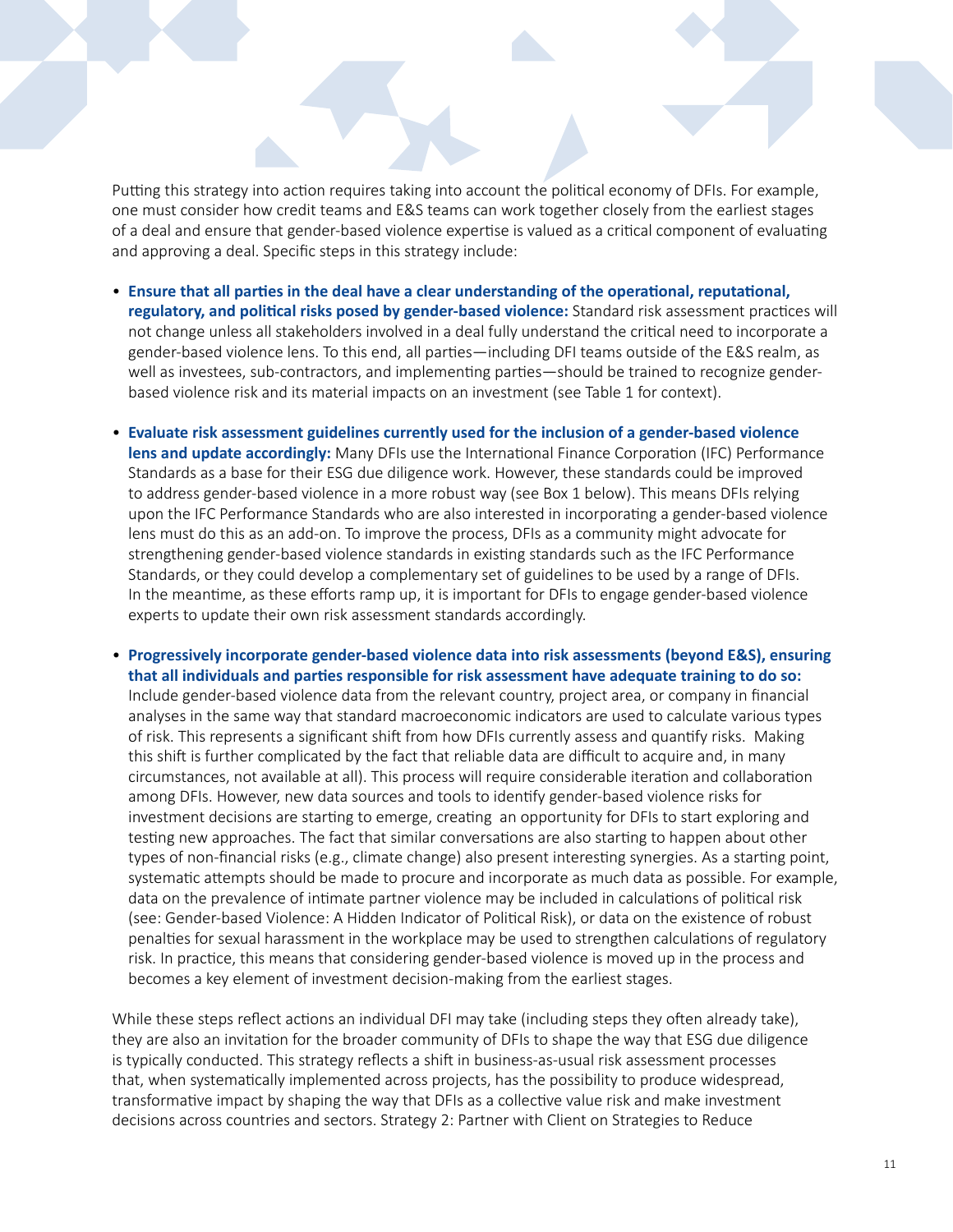Putting this strategy into action requires taking into account the political economy of DFIs. For example, one must consider how credit teams and E&S teams can work together closely from the earliest stages of a deal and ensure that gender-based violence expertise is valued as a critical component of evaluating and approving a deal. Specific steps in this strategy include:

- **Ensure that all parties in the deal have a clear understanding of the operational, reputational, regulatory, and political risks posed by gender-based violence:** Standard risk assessment practices will not change unless all stakeholders involved in a deal fully understand the critical need to incorporate a gender-based violence lens. To this end, all parties—including DFI teams outside of the E&S realm, as well as investees, sub-contractors, and implementing parties—should be trained to recognize gender-based violence risk and its material impacts on an investment (see Table 1 for context).

- **Evaluate risk assessment guidelines currently used for the inclusion of a gender-based violence lens and update accordingly:** Many DFIs use the International Finance Corporation (IFC) Performance Standards as a base for their ESG due diligence work. However, these standards could be improved to address gender-based violence in a more robust way (see Box 1 below). This means DFIs relying upon the IFC Performance Standards who are also interested in incorporating a gender-based violence lens must do this as an add-on. To improve the process, DFIs as a community might advocate for strengthening gender-based violence standards in existing standards such as the IFC Performance Standards, or they could develop a complementary set of guidelines to be used by a range of DFIs. In the meantime, as these efforts ramp up, it is important for DFIs to engage gender-based violence experts to update their own risk assessment standards accordingly.

- **Progressively incorporate gender-based violence data into risk assessments (beyond E&S), ensuring that all individuals and parties responsible for risk assessment have adequate training to do so:** Include gender-based violence data from the relevant country, project area, or company in financial analyses in the same way that standard macroeconomic indicators are used to calculate various types of risk. This represents a significant shift from how DFIs currently assess and quantify risks. Making this shift is further complicated by the fact that reliable data are difficult to acquire and, in many circumstances, not available at all). This process will require considerable iteration and collaboration among DFIs. However, new data sources and tools to identify gender-based violence risks for investment decisions are starting to emerge, creating an opportunity for DFIs to start exploring and testing new approaches. The fact that similar conversations are also starting to happen about other types of non-financial risks (e.g., climate change) also present interesting synergies. As a starting point, systematic attempts should be made to procure and incorporate as much data as possible. For example, data on the prevalence of intimate partner violence may be included in calculations of political risk (see: Gender-based Violence: A Hidden Indicator of Political Risk), or data on the existence of robust penalties for sexual harassment in the workplace may be used to strengthen calculations of regulatory risk. In practice, this means that considering gender-based violence is moved up in the process and becomes a key element of investment decision-making from the earliest stages.

While these steps reflect actions an individual DFI may take (including steps they often already take), they are also an invitation for the broader community of DFIs to shape the way that ESG due diligence is typically conducted. This strategy reflects a shift in business-as-usual risk assessment processes that, when systematically implemented across projects, has the possibility to produce widespread, transformative impact by shaping the way that DFIs as a collective value risk and make investment decisions across countries and sectors. Strategy 2: Partner with Client on Strategies to Reduce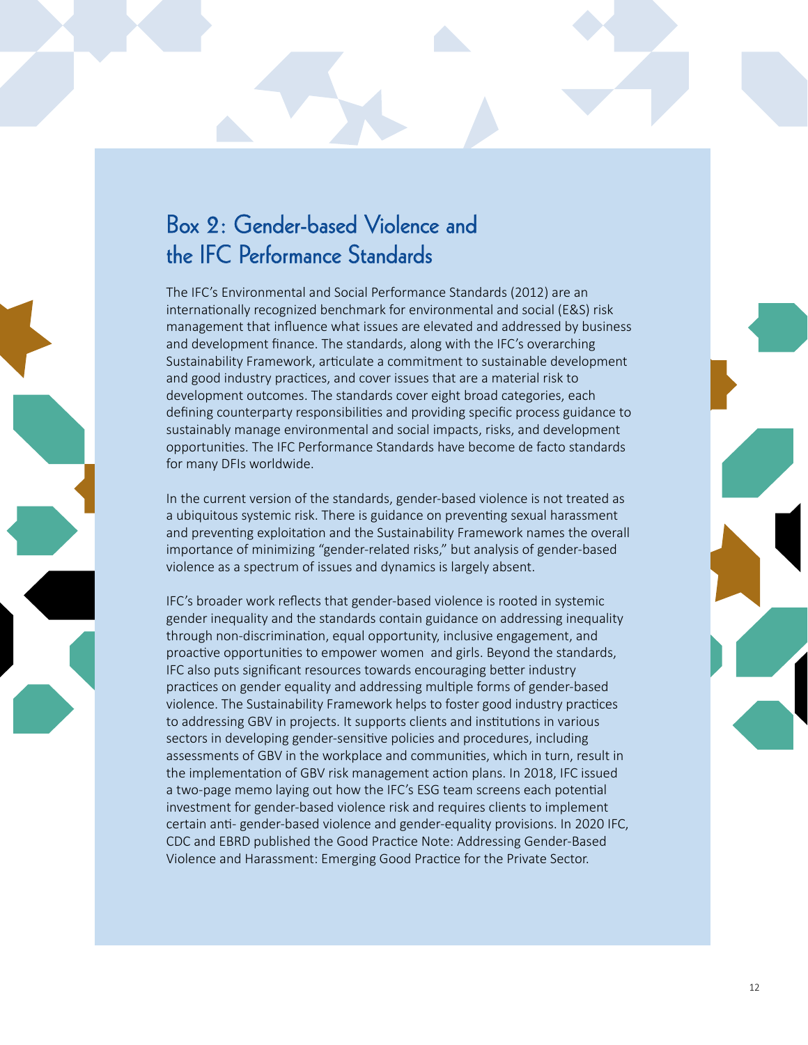## Box 2: Gender-based Violence and the IFC Performance Standards

The IFC's Environmental and Social Performance Standards (2012) are an internationally recognized benchmark for environmental and social (E&S) risk management that influence what issues are elevated and addressed by business and development finance. The standards, along with the IFC's overarching Sustainability Framework, articulate a commitment to sustainable development and good industry practices, and cover issues that are a material risk to development outcomes. The standards cover eight broad categories, each defining counterparty responsibilities and providing specific process guidance to sustainably manage environmental and social impacts, risks, and development opportunities. The IFC Performance Standards have become de facto standards for many DFIs worldwide.

In the current version of the standards, gender-based violence is not treated as a ubiquitous systemic risk. There is guidance on preventing sexual harassment and preventing exploitation and the Sustainability Framework names the overall importance of minimizing "gender-related risks," but analysis of gender-based violence as a spectrum of issues and dynamics is largely absent.

IFC's broader work reflects that gender-based violence is rooted in systemic gender inequality and the standards contain guidance on addressing inequality through non-discrimination, equal opportunity, inclusive engagement, and proactive opportunities to empower women and girls. Beyond the standards, IFC also puts significant resources towards encouraging better industry practices on gender equality and addressing multiple forms of gender-based violence. The Sustainability Framework helps to foster good industry practices to addressing GBV in projects. It supports clients and institutions in various sectors in developing gender-sensitive policies and procedures, including assessments of GBV in the workplace and communities, which in turn, result in the implementation of GBV risk management action plans. In 2018, IFC issued a two-page memo laying out how the IFC's ESG team screens each potential investment for gender-based violence risk and requires clients to implement certain anti- gender-based violence and gender-equality provisions. In 2020 IFC, CDC and EBRD published the Good Practice Note: Addressing Gender-Based Violence and Harassment: Emerging Good Practice for the Private Sector.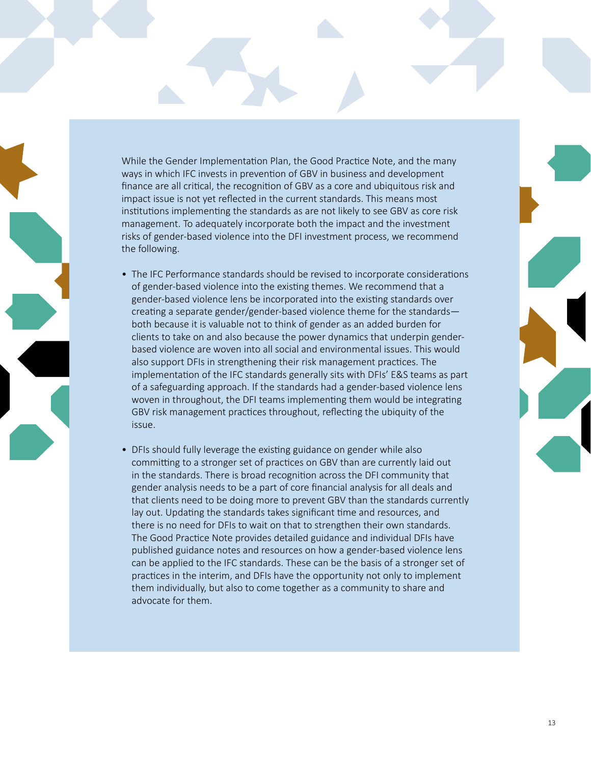While the Gender Implementation Plan, the Good Practice Note, and the many ways in which IFC invests in prevention of GBV in business and development finance are all critical, the recognition of GBV as a core and ubiquitous risk and impact issue is not yet reflected in the current standards. This means most institutions implementing the standards as are not likely to see GBV as core risk management. To adequately incorporate both the impact and the investment risks of gender-based violence into the DFI investment process, we recommend the following.

- The IFC Performance standards should be revised to incorporate considerations of gender-based violence into the existing themes. We recommend that a gender-based violence lens be incorporated into the existing standards over creating a separate gender/gender-based violence theme for the standards—both because it is valuable not to think of gender as an added burden for clients to take on and also because the power dynamics that underpin gender-based violence are woven into all social and environmental issues. This would also support DFIs in strengthening their risk management practices. The implementation of the IFC standards generally sits with DFIs' E&S teams as part of a safeguarding approach. If the standards had a gender-based violence lens woven in throughout, the DFI teams implementing them would be integrating GBV risk management practices throughout, reflecting the ubiquity of the issue.

- DFIs should fully leverage the existing guidance on gender while also committing to a stronger set of practices on GBV than are currently laid out in the standards. There is broad recognition across the DFI community that gender analysis needs to be a part of core financial analysis for all deals and that clients need to be doing more to prevent GBV than the standards currently lay out. Updating the standards takes significant time and resources, and there is no need for DFIs to wait on that to strengthen their own standards. The Good Practice Note provides detailed guidance and individual DFIs have published guidance notes and resources on how a gender-based violence lens can be applied to the IFC standards. These can be the basis of a stronger set of practices in the interim, and DFIs have the opportunity not only to implement them individually, but also to come together as a community to share and advocate for them.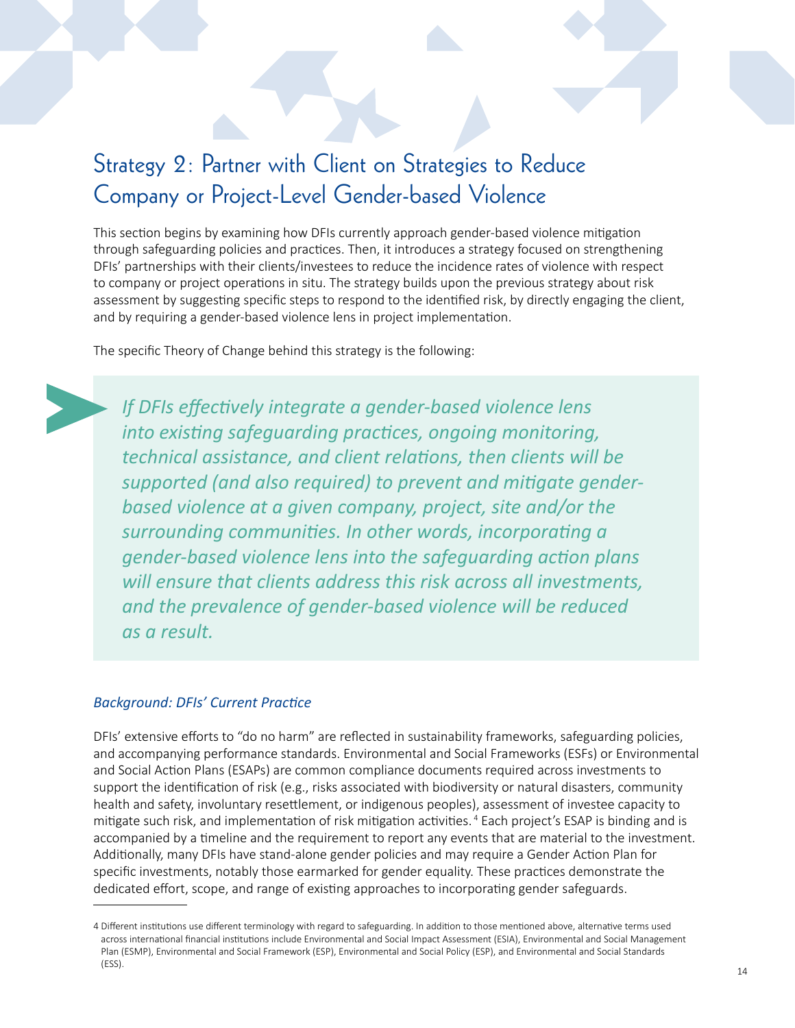# Strategy 2: Partner with Client on Strategies to Reduce Company or Project-Level Gender-based Violence

This section begins by examining how DFIs currently approach gender-based violence mitigation through safeguarding policies and practices. Then, it introduces a strategy focused on strengthening DFIs' partnerships with their clients/investees to reduce the incidence rates of violence with respect to company or project operations in situ. The strategy builds upon the previous strategy about risk assessment by suggesting specific steps to respond to the identified risk, by directly engaging the client, and by requiring a gender-based violence lens in project implementation.

The specific Theory of Change behind this strategy is the following:

> *If DFIs effectively integrate a gender-based violence lens into existing safeguarding practices, ongoing monitoring, technical assistance, and client relations, then clients will be supported (and also required) to prevent and mitigate gender-based violence at a given company, project, site and/or the surrounding communities. In other words, incorporating a gender-based violence lens into the safeguarding action plans will ensure that clients address this risk across all investments, and the prevalence of gender-based violence will be reduced as a result.*

### *Background: DFIs' Current Practice*

DFIs' extensive efforts to "do no harm" are reflected in sustainability frameworks, safeguarding policies, and accompanying performance standards. Environmental and Social Frameworks (ESFs) or Environmental and Social Action Plans (ESAPs) are common compliance documents required across investments to support the identification of risk (e.g., risks associated with biodiversity or natural disasters, community health and safety, involuntary resettlement, or indigenous peoples), assessment of investee capacity to mitigate such risk, and implementation of risk mitigation activities.[4] Each project's ESAP is binding and is accompanied by a timeline and the requirement to report any events that are material to the investment. Additionally, many DFIs have stand-alone gender policies and may require a Gender Action Plan for specific investments, notably those earmarked for gender equality. These practices demonstrate the dedicated effort, scope, and range of existing approaches to incorporating gender safeguards.

---

4 Different institutions use different terminology with regard to safeguarding. In addition to those mentioned above, alternative terms used across international financial institutions include Environmental and Social Impact Assessment (ESIA), Environmental and Social Management Plan (ESMP), Environmental and Social Framework (ESP), Environmental and Social Policy (ESP), and Environmental and Social Standards (ESS).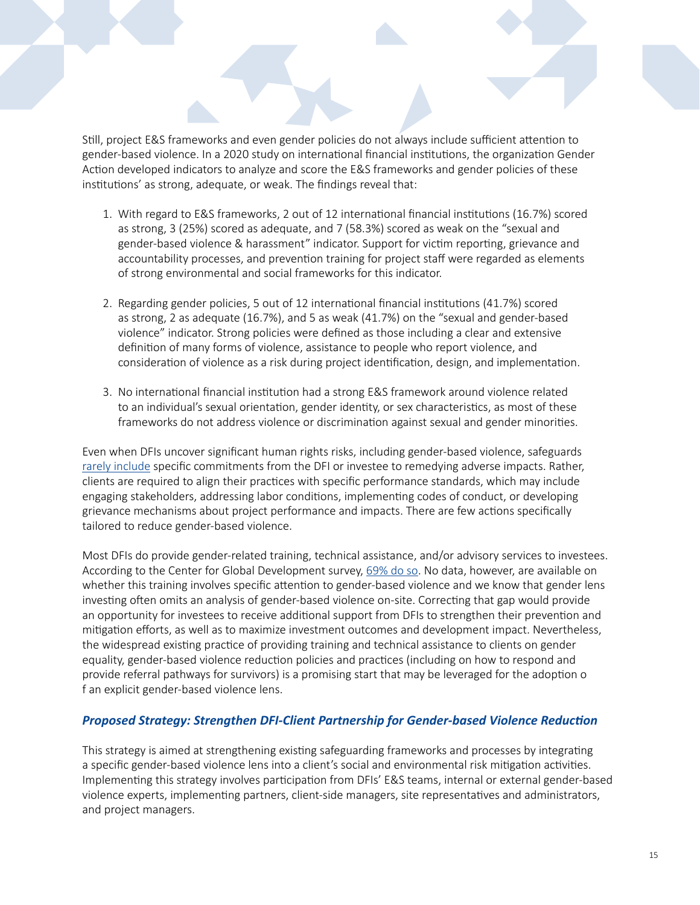Still, project E&S frameworks and even gender policies do not always include sufficient attention to gender-based violence. In a 2020 study on international financial institutions, the organization Gender Action developed indicators to analyze and score the E&S frameworks and gender policies of these institutions' as strong, adequate, or weak. The findings reveal that:

1. With regard to E&S frameworks, 2 out of 12 international financial institutions (16.7%) scored as strong, 3 (25%) scored as adequate, and 7 (58.3%) scored as weak on the "sexual and gender-based violence & harassment" indicator. Support for victim reporting, grievance and accountability processes, and prevention training for project staff were regarded as elements of strong environmental and social frameworks for this indicator.

2. Regarding gender policies, 5 out of 12 international financial institutions (41.7%) scored as strong, 2 as adequate (16.7%), and 5 as weak (41.7%) on the "sexual and gender-based violence" indicator. Strong policies were defined as those including a clear and extensive definition of many forms of violence, assistance to people who report violence, and consideration of violence as a risk during project identification, design, and implementation.

3. No international financial institution had a strong E&S framework around violence related to an individual's sexual orientation, gender identity, or sex characteristics, as most of these frameworks do not address violence or discrimination against sexual and gender minorities.

Even when DFIs uncover significant human rights risks, including gender-based violence, safeguards rarely include specific commitments from the DFI or investee to remedying adverse impacts. Rather, clients are required to align their practices with specific performance standards, which may include engaging stakeholders, addressing labor conditions, implementing codes of conduct, or developing grievance mechanisms about project performance and impacts. There are few actions specifically tailored to reduce gender-based violence.

Most DFIs do provide gender-related training, technical assistance, and/or advisory services to investees. According to the Center for Global Development survey, 69% do so. No data, however, are available on whether this training involves specific attention to gender-based violence and we know that gender lens investing often omits an analysis of gender-based violence on-site. Correcting that gap would provide an opportunity for investees to receive additional support from DFIs to strengthen their prevention and mitigation efforts, as well as to maximize investment outcomes and development impact. Nevertheless, the widespread existing practice of providing training and technical assistance to clients on gender equality, gender-based violence reduction policies and practices (including on how to respond and provide referral pathways for survivors) is a promising start that may be leveraged for the adoption o f an explicit gender-based violence lens.

### *Proposed Strategy: Strengthen DFI-Client Partnership for Gender-based Violence Reduction*

This strategy is aimed at strengthening existing safeguarding frameworks and processes by integrating a specific gender-based violence lens into a client's social and environmental risk mitigation activities. Implementing this strategy involves participation from DFIs' E&S teams, internal or external gender-based violence experts, implementing partners, client-side managers, site representatives and administrators, and project managers.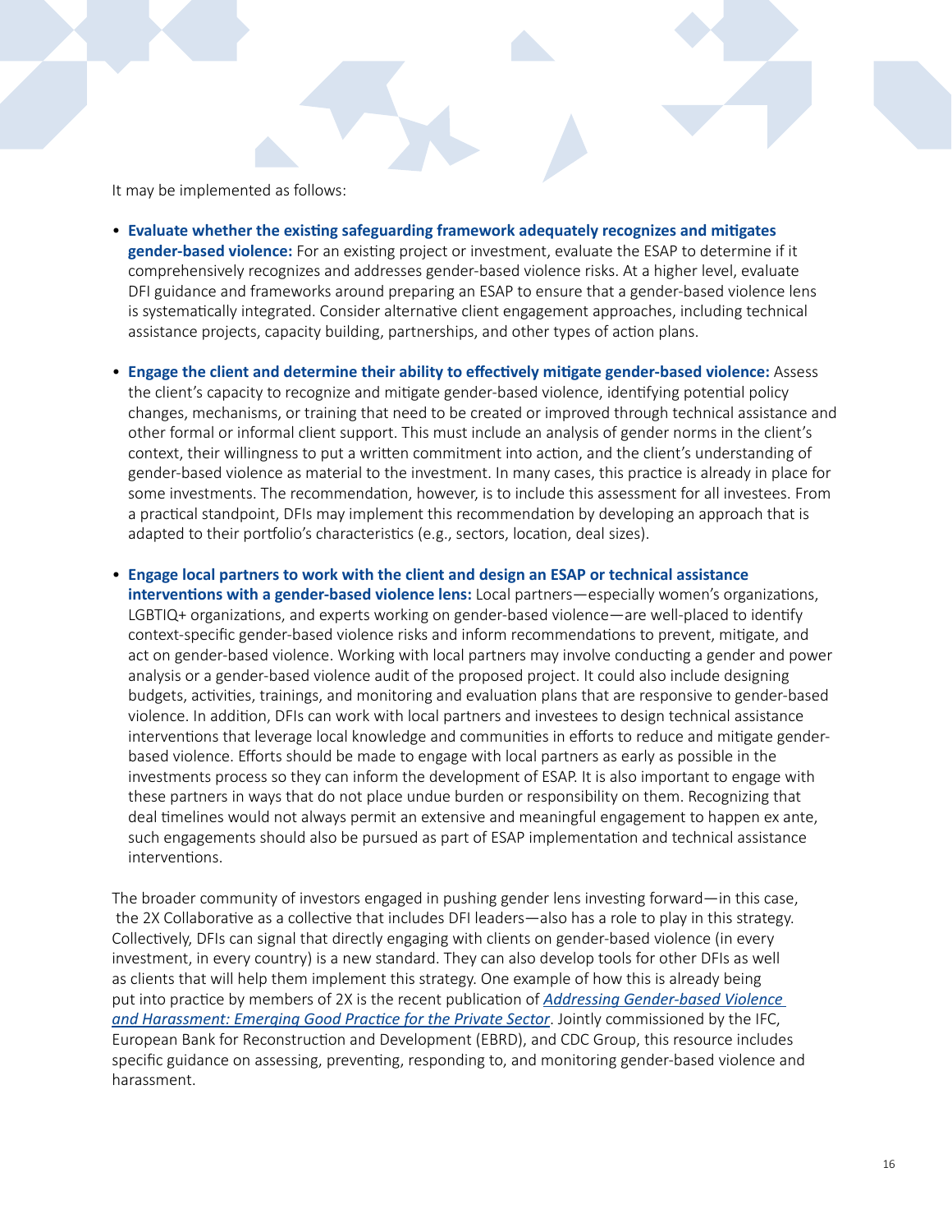It may be implemented as follows:

- **Evaluate whether the existing safeguarding framework adequately recognizes and mitigates gender-based violence:** For an existing project or investment, evaluate the ESAP to determine if it comprehensively recognizes and addresses gender-based violence risks. At a higher level, evaluate DFI guidance and frameworks around preparing an ESAP to ensure that a gender-based violence lens is systematically integrated. Consider alternative client engagement approaches, including technical assistance projects, capacity building, partnerships, and other types of action plans.

- **Engage the client and determine their ability to effectively mitigate gender-based violence:** Assess the client's capacity to recognize and mitigate gender-based violence, identifying potential policy changes, mechanisms, or training that need to be created or improved through technical assistance and other formal or informal client support. This must include an analysis of gender norms in the client's context, their willingness to put a written commitment into action, and the client's understanding of gender-based violence as material to the investment. In many cases, this practice is already in place for some investments. The recommendation, however, is to include this assessment for all investees. From a practical standpoint, DFIs may implement this recommendation by developing an approach that is adapted to their portfolio's characteristics (e.g., sectors, location, deal sizes).

- **Engage local partners to work with the client and design an ESAP or technical assistance interventions with a gender-based violence lens:** Local partners—especially women's organizations, LGBTIQ+ organizations, and experts working on gender-based violence—are well-placed to identify context-specific gender-based violence risks and inform recommendations to prevent, mitigate, and act on gender-based violence. Working with local partners may involve conducting a gender and power analysis or a gender-based violence audit of the proposed project. It could also include designing budgets, activities, trainings, and monitoring and evaluation plans that are responsive to gender-based violence. In addition, DFIs can work with local partners and investees to design technical assistance interventions that leverage local knowledge and communities in efforts to reduce and mitigate gender-based violence. Efforts should be made to engage with local partners as early as possible in the investments process so they can inform the development of ESAP. It is also important to engage with these partners in ways that do not place undue burden or responsibility on them. Recognizing that deal timelines would not always permit an extensive and meaningful engagement to happen ex ante, such engagements should also be pursued as part of ESAP implementation and technical assistance interventions.

The broader community of investors engaged in pushing gender lens investing forward—in this case, the 2X Collaborative as a collective that includes DFI leaders—also has a role to play in this strategy. Collectively, DFIs can signal that directly engaging with clients on gender-based violence (in every investment, in every country) is a new standard. They can also develop tools for other DFIs as well as clients that will help them implement this strategy. One example of how this is already being put into practice by members of 2X is the recent publication of *Addressing Gender-based Violence and Harassment: Emerging Good Practice for the Private Sector*. Jointly commissioned by the IFC, European Bank for Reconstruction and Development (EBRD), and CDC Group, this resource includes specific guidance on assessing, preventing, responding to, and monitoring gender-based violence and harassment.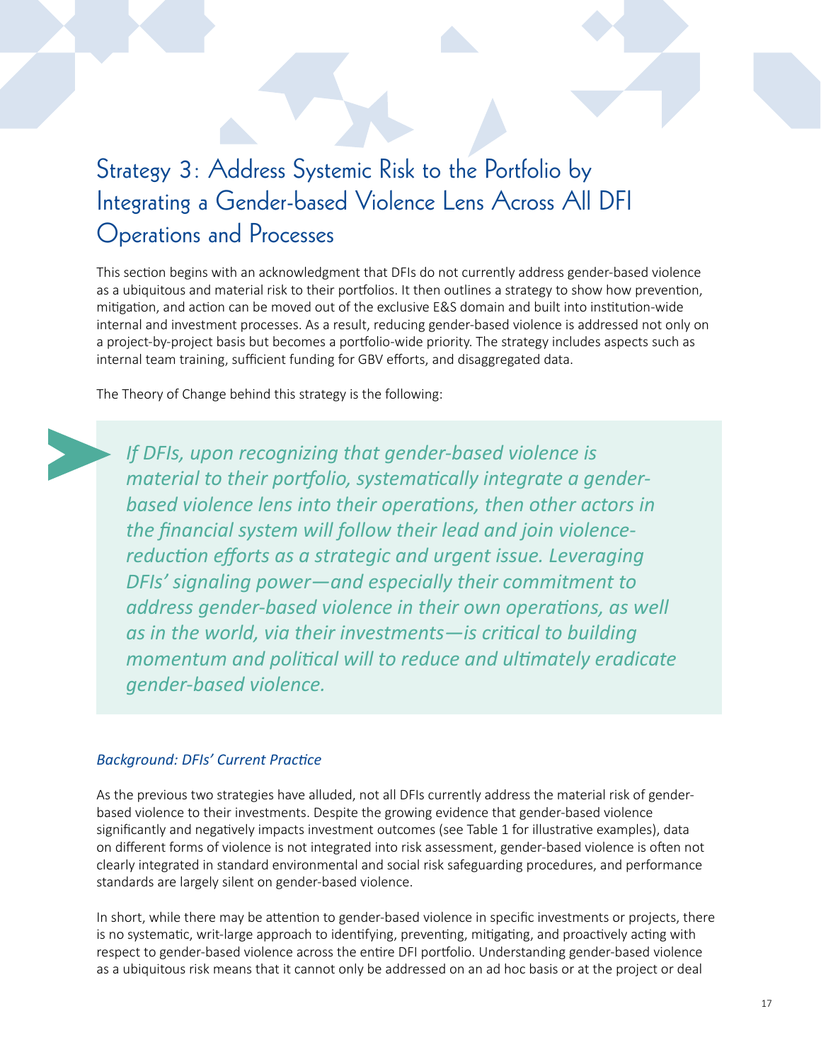# Strategy 3: Address Systemic Risk to the Portfolio by Integrating a Gender-based Violence Lens Across All DFI Operations and Processes

This section begins with an acknowledgment that DFIs do not currently address gender-based violence as a ubiquitous and material risk to their portfolios. It then outlines a strategy to show how prevention, mitigation, and action can be moved out of the exclusive E&S domain and built into institution-wide internal and investment processes. As a result, reducing gender-based violence is addressed not only on a project-by-project basis but becomes a portfolio-wide priority. The strategy includes aspects such as internal team training, sufficient funding for GBV efforts, and disaggregated data.

The Theory of Change behind this strategy is the following:

> *If DFIs, upon recognizing that gender-based violence is material to their portfolio, systematically integrate a gender-based violence lens into their operations, then other actors in the financial system will follow their lead and join violence-reduction efforts as a strategic and urgent issue. Leveraging DFIs' signaling power—and especially their commitment to address gender-based violence in their own operations, as well as in the world, via their investments—is critical to building momentum and political will to reduce and ultimately eradicate gender-based violence.*

### *Background: DFIs' Current Practice*

As the previous two strategies have alluded, not all DFIs currently address the material risk of gender-based violence to their investments. Despite the growing evidence that gender-based violence significantly and negatively impacts investment outcomes (see Table 1 for illustrative examples), data on different forms of violence is not integrated into risk assessment, gender-based violence is often not clearly integrated in standard environmental and social risk safeguarding procedures, and performance standards are largely silent on gender-based violence.

In short, while there may be attention to gender-based violence in specific investments or projects, there is no systematic, writ-large approach to identifying, preventing, mitigating, and proactively acting with respect to gender-based violence across the entire DFI portfolio. Understanding gender-based violence as a ubiquitous risk means that it cannot only be addressed on an ad hoc basis or at the project or deal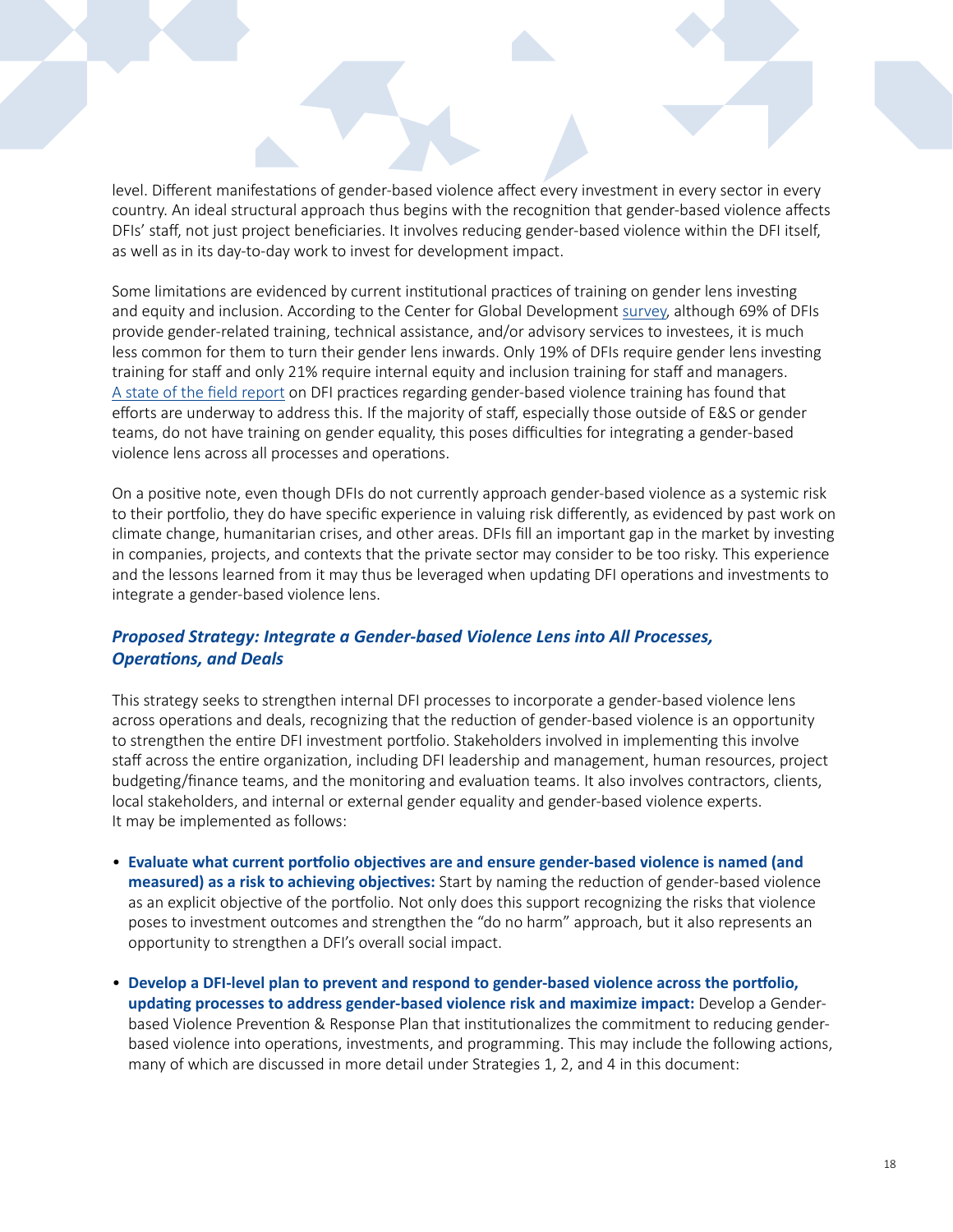level. Different manifestations of gender-based violence affect every investment in every sector in every country. An ideal structural approach thus begins with the recognition that gender-based violence affects DFIs' staff, not just project beneficiaries. It involves reducing gender-based violence within the DFI itself, as well as in its day-to-day work to invest for development impact.

Some limitations are evidenced by current institutional practices of training on gender lens investing and equity and inclusion. According to the Center for Global Development [survey](), although 69% of DFIs provide gender-related training, technical assistance, and/or advisory services to investees, it is much less common for them to turn their gender lens inwards. Only 19% of DFIs require gender lens investing training for staff and only 21% require internal equity and inclusion training for staff and managers. [A state of the field report]() on DFI practices regarding gender-based violence training has found that efforts are underway to address this. If the majority of staff, especially those outside of E&S or gender teams, do not have training on gender equality, this poses difficulties for integrating a gender-based violence lens across all processes and operations.

On a positive note, even though DFIs do not currently approach gender-based violence as a systemic risk to their portfolio, they do have specific experience in valuing risk differently, as evidenced by past work on climate change, humanitarian crises, and other areas. DFIs fill an important gap in the market by investing in companies, projects, and contexts that the private sector may consider to be too risky. This experience and the lessons learned from it may thus be leveraged when updating DFI operations and investments to integrate a gender-based violence lens.

### *Proposed Strategy: Integrate a Gender-based Violence Lens into All Processes, Operations, and Deals*

This strategy seeks to strengthen internal DFI processes to incorporate a gender-based violence lens across operations and deals, recognizing that the reduction of gender-based violence is an opportunity to strengthen the entire DFI investment portfolio. Stakeholders involved in implementing this involve staff across the entire organization, including DFI leadership and management, human resources, project budgeting/finance teams, and the monitoring and evaluation teams. It also involves contractors, clients, local stakeholders, and internal or external gender equality and gender-based violence experts. It may be implemented as follows:

- **Evaluate what current portfolio objectives are and ensure gender-based violence is named (and measured) as a risk to achieving objectives:** Start by naming the reduction of gender-based violence as an explicit objective of the portfolio. Not only does this support recognizing the risks that violence poses to investment outcomes and strengthen the "do no harm" approach, but it also represents an opportunity to strengthen a DFI's overall social impact.
- **Develop a DFI-level plan to prevent and respond to gender-based violence across the portfolio, updating processes to address gender-based violence risk and maximize impact:** Develop a Gender-based Violence Prevention & Response Plan that institutionalizes the commitment to reducing gender-based violence into operations, investments, and programming. This may include the following actions, many of which are discussed in more detail under Strategies 1, 2, and 4 in this document: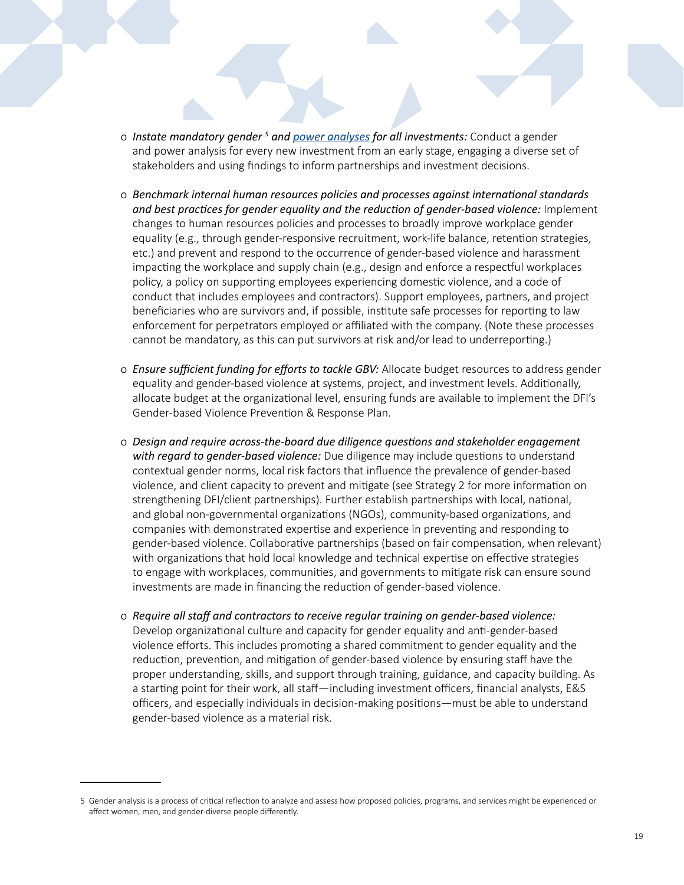- *Instate mandatory gender [5] and [power analyses](#) for all investments:* Conduct a gender and power analysis for every new investment from an early stage, engaging a diverse set of stakeholders and using findings to inform partnerships and investment decisions.

- *Benchmark internal human resources policies and processes against international standards and best practices for gender equality and the reduction of gender-based violence:* Implement changes to human resources policies and processes to broadly improve workplace gender equality (e.g., through gender-responsive recruitment, work-life balance, retention strategies, etc.) and prevent and respond to the occurrence of gender-based violence and harassment impacting the workplace and supply chain (e.g., design and enforce a respectful workplaces policy, a policy on supporting employees experiencing domestic violence, and a code of conduct that includes employees and contractors). Support employees, partners, and project beneficiaries who are survivors and, if possible, institute safe processes for reporting to law enforcement for perpetrators employed or affiliated with the company. (Note these processes cannot be mandatory, as this can put survivors at risk and/or lead to underreporting.)

- *Ensure sufficient funding for efforts to tackle GBV:* Allocate budget resources to address gender equality and gender-based violence at systems, project, and investment levels. Additionally, allocate budget at the organizational level, ensuring funds are available to implement the DFI's Gender-based Violence Prevention & Response Plan.

- *Design and require across-the-board due diligence questions and stakeholder engagement with regard to gender-based violence:* Due diligence may include questions to understand contextual gender norms, local risk factors that influence the prevalence of gender-based violence, and client capacity to prevent and mitigate (see Strategy 2 for more information on strengthening DFI/client partnerships). Further establish partnerships with local, national, and global non-governmental organizations (NGOs), community-based organizations, and companies with demonstrated expertise and experience in preventing and responding to gender-based violence. Collaborative partnerships (based on fair compensation, when relevant) with organizations that hold local knowledge and technical expertise on effective strategies to engage with workplaces, communities, and governments to mitigate risk can ensure sound investments are made in financing the reduction of gender-based violence.

- *Require all staff and contractors to receive regular training on gender-based violence:* Develop organizational culture and capacity for gender equality and anti-gender-based violence efforts. This includes promoting a shared commitment to gender equality and the reduction, prevention, and mitigation of gender-based violence by ensuring staff have the proper understanding, skills, and support through training, guidance, and capacity building. As a starting point for their work, all staff—including investment officers, financial analysts, E&S officers, and especially individuals in decision-making positions—must be able to understand gender-based violence as a material risk.

---

5 Gender analysis is a process of critical reflection to analyze and assess how proposed policies, programs, and services might be experienced or affect women, men, and gender-diverse people differently.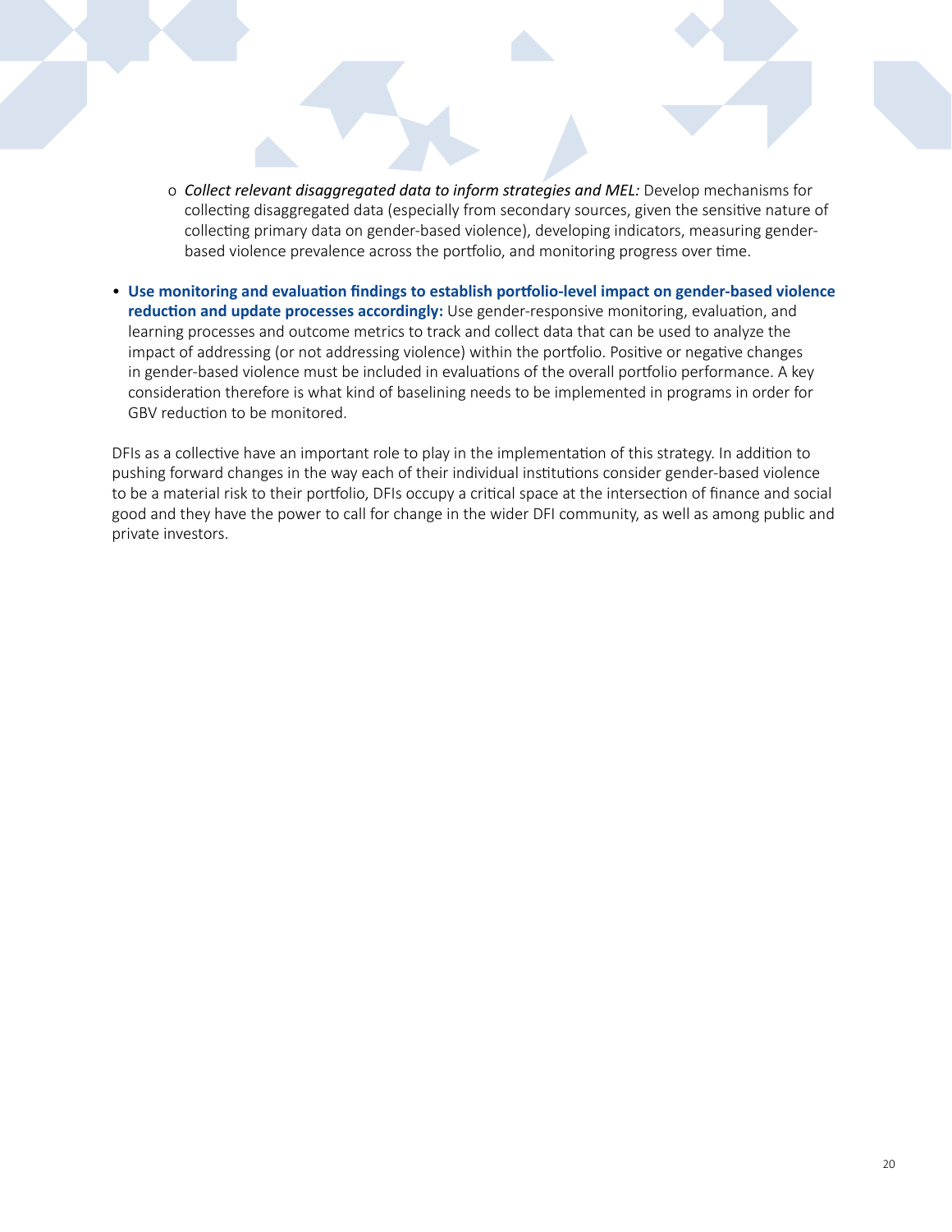- *Collect relevant disaggregated data to inform strategies and MEL:* Develop mechanisms for collecting disaggregated data (especially from secondary sources, given the sensitive nature of collecting primary data on gender-based violence), developing indicators, measuring gender-based violence prevalence across the portfolio, and monitoring progress over time.

- **Use monitoring and evaluation findings to establish portfolio-level impact on gender-based violence reduction and update processes accordingly:** Use gender-responsive monitoring, evaluation, and learning processes and outcome metrics to track and collect data that can be used to analyze the impact of addressing (or not addressing violence) within the portfolio. Positive or negative changes in gender-based violence must be included in evaluations of the overall portfolio performance. A key consideration therefore is what kind of baselining needs to be implemented in programs in order for GBV reduction to be monitored.

DFIs as a collective have an important role to play in the implementation of this strategy. In addition to pushing forward changes in the way each of their individual institutions consider gender-based violence to be a material risk to their portfolio, DFIs occupy a critical space at the intersection of finance and social good and they have the power to call for change in the wider DFI community, as well as among public and private investors.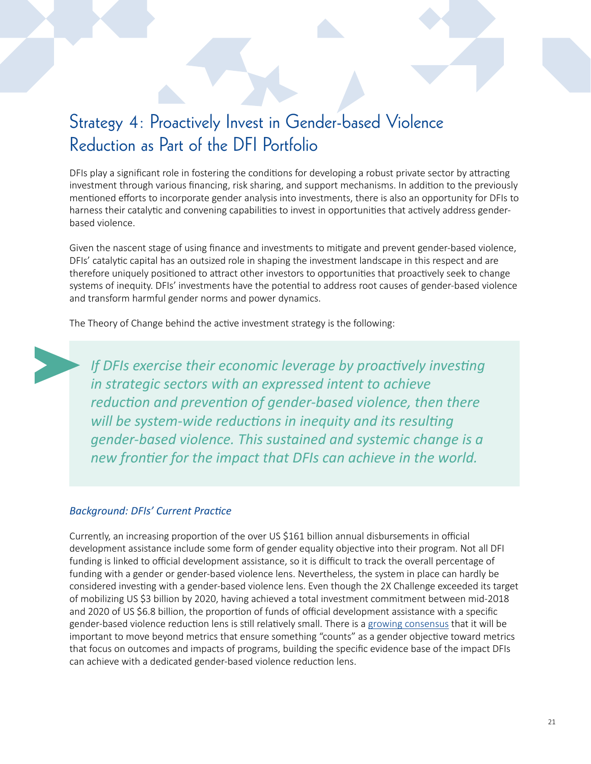## Strategy 4: Proactively Invest in Gender-based Violence Reduction as Part of the DFI Portfolio

DFIs play a significant role in fostering the conditions for developing a robust private sector by attracting investment through various financing, risk sharing, and support mechanisms. In addition to the previously mentioned efforts to incorporate gender analysis into investments, there is also an opportunity for DFIs to harness their catalytic and convening capabilities to invest in opportunities that actively address gender-based violence.

Given the nascent stage of using finance and investments to mitigate and prevent gender-based violence, DFIs' catalytic capital has an outsized role in shaping the investment landscape in this respect and are therefore uniquely positioned to attract other investors to opportunities that proactively seek to change systems of inequity. DFIs' investments have the potential to address root causes of gender-based violence and transform harmful gender norms and power dynamics.

The Theory of Change behind the active investment strategy is the following:

> *If DFIs exercise their economic leverage by proactively investing in strategic sectors with an expressed intent to achieve reduction and prevention of gender-based violence, then there will be system-wide reductions in inequity and its resulting gender-based violence. This sustained and systemic change is a new frontier for the impact that DFIs can achieve in the world.*

### *Background: DFIs' Current Practice*

Currently, an increasing proportion of the over US $161 billion annual disbursements in official development assistance include some form of gender equality objective into their program. Not all DFI funding is linked to official development assistance, so it is difficult to track the overall percentage of funding with a gender or gender-based violence lens. Nevertheless, the system in place can hardly be considered investing with a gender-based violence lens. Even though the 2X Challenge exceeded its target of mobilizing US $3 billion by 2020, having achieved a total investment commitment between mid-2018 and 2020 of US $6.8 billion, the proportion of funds of official development assistance with a specific gender-based violence reduction lens is still relatively small. There is a growing consensus that it will be important to move beyond metrics that ensure something "counts" as a gender objective toward metrics that focus on outcomes and impacts of programs, building the specific evidence base of the impact DFIs can achieve with a dedicated gender-based violence reduction lens.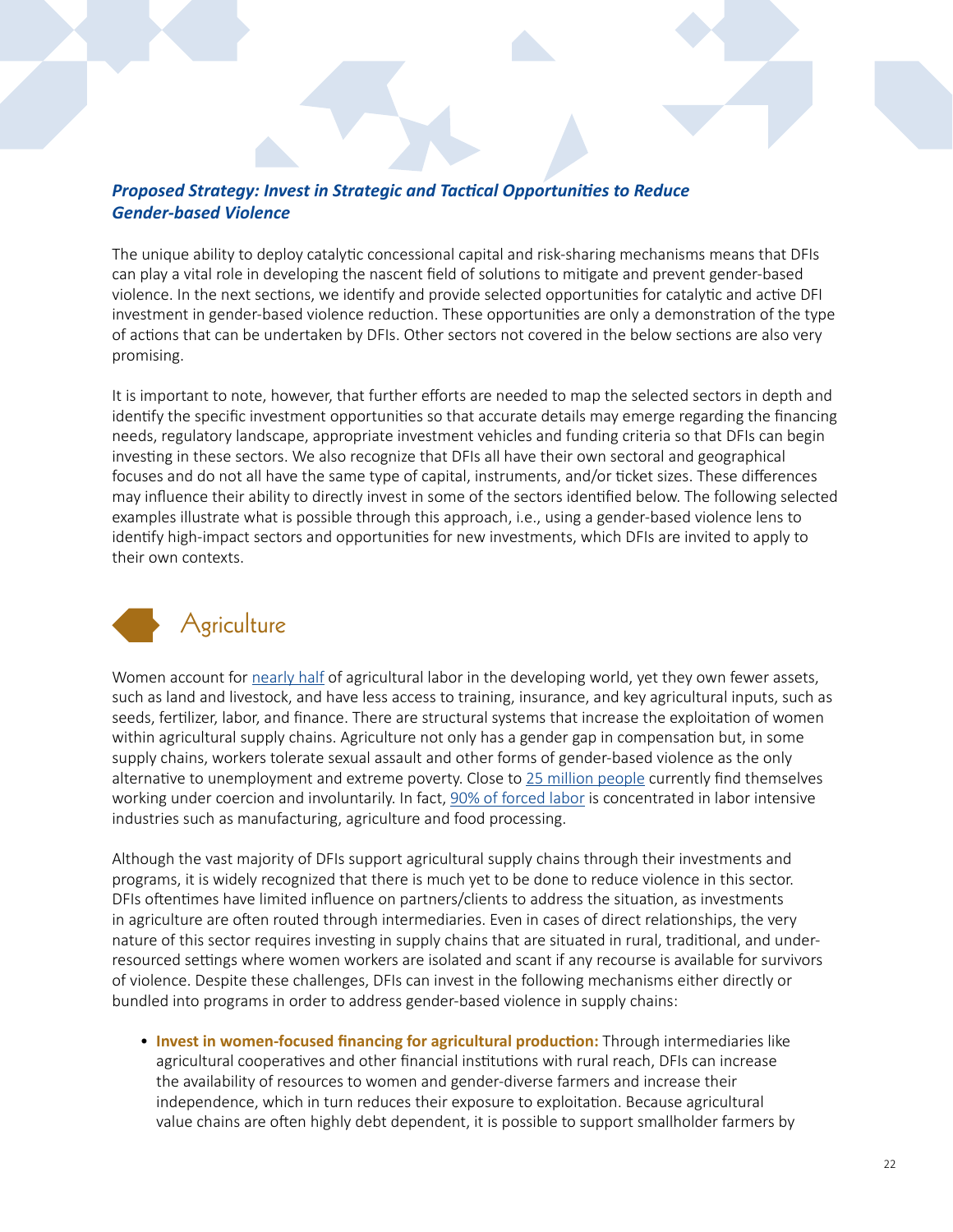***Proposed Strategy: Invest in Strategic and Tactical Opportunities to Reduce Gender-based Violence***

The unique ability to deploy catalytic concessional capital and risk-sharing mechanisms means that DFIs can play a vital role in developing the nascent field of solutions to mitigate and prevent gender-based violence. In the next sections, we identify and provide selected opportunities for catalytic and active DFI investment in gender-based violence reduction. These opportunities are only a demonstration of the type of actions that can be undertaken by DFIs. Other sectors not covered in the below sections are also very promising.

It is important to note, however, that further efforts are needed to map the selected sectors in depth and identify the specific investment opportunities so that accurate details may emerge regarding the financing needs, regulatory landscape, appropriate investment vehicles and funding criteria so that DFIs can begin investing in these sectors. We also recognize that DFIs all have their own sectoral and geographical focuses and do not all have the same type of capital, instruments, and/or ticket sizes. These differences may influence their ability to directly invest in some of the sectors identified below. The following selected examples illustrate what is possible through this approach, i.e., using a gender-based violence lens to identify high-impact sectors and opportunities for new investments, which DFIs are invited to apply to their own contexts.

## Agriculture

Women account for nearly half of agricultural labor in the developing world, yet they own fewer assets, such as land and livestock, and have less access to training, insurance, and key agricultural inputs, such as seeds, fertilizer, labor, and finance. There are structural systems that increase the exploitation of women within agricultural supply chains. Agriculture not only has a gender gap in compensation but, in some supply chains, workers tolerate sexual assault and other forms of gender-based violence as the only alternative to unemployment and extreme poverty. Close to 25 million people currently find themselves working under coercion and involuntarily. In fact, 90% of forced labor is concentrated in labor intensive industries such as manufacturing, agriculture and food processing.

Although the vast majority of DFIs support agricultural supply chains through their investments and programs, it is widely recognized that there is much yet to be done to reduce violence in this sector. DFIs oftentimes have limited influence on partners/clients to address the situation, as investments in agriculture are often routed through intermediaries. Even in cases of direct relationships, the very nature of this sector requires investing in supply chains that are situated in rural, traditional, and under-resourced settings where women workers are isolated and scant if any recourse is available for survivors of violence. Despite these challenges, DFIs can invest in the following mechanisms either directly or bundled into programs in order to address gender-based violence in supply chains:

- **Invest in women-focused financing for agricultural production:** Through intermediaries like agricultural cooperatives and other financial institutions with rural reach, DFIs can increase the availability of resources to women and gender-diverse farmers and increase their independence, which in turn reduces their exposure to exploitation. Because agricultural value chains are often highly debt dependent, it is possible to support smallholder farmers by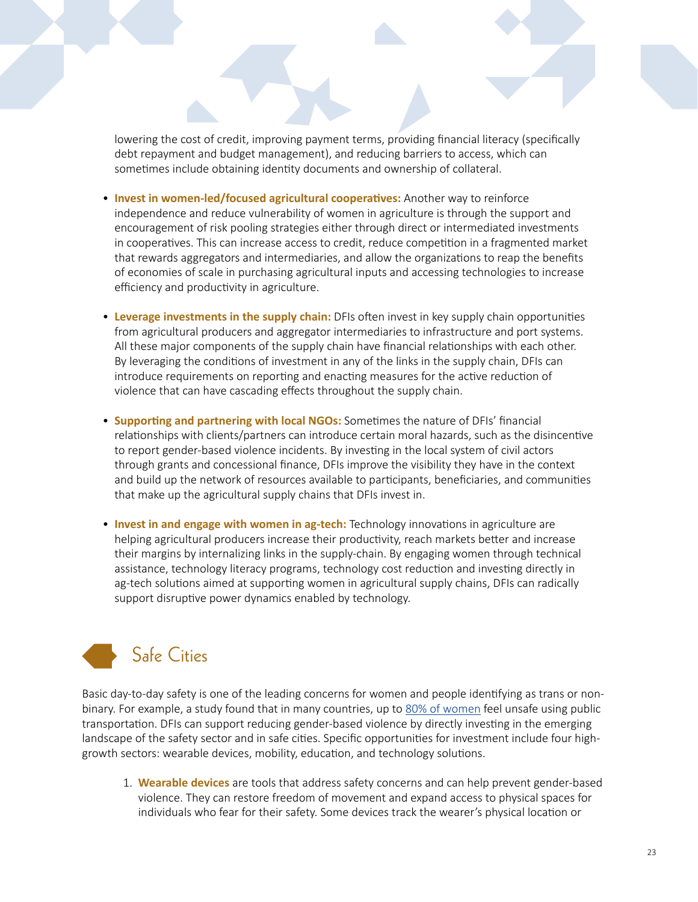lowering the cost of credit, improving payment terms, providing financial literacy (specifically debt repayment and budget management), and reducing barriers to access, which can sometimes include obtaining identity documents and ownership of collateral.

- **Invest in women-led/focused agricultural cooperatives:** Another way to reinforce independence and reduce vulnerability of women in agriculture is through the support and encouragement of risk pooling strategies either through direct or intermediated investments in cooperatives. This can increase access to credit, reduce competition in a fragmented market that rewards aggregators and intermediaries, and allow the organizations to reap the benefits of economies of scale in purchasing agricultural inputs and accessing technologies to increase efficiency and productivity in agriculture.

- **Leverage investments in the supply chain:** DFIs often invest in key supply chain opportunities from agricultural producers and aggregator intermediaries to infrastructure and port systems. All these major components of the supply chain have financial relationships with each other. By leveraging the conditions of investment in any of the links in the supply chain, DFIs can introduce requirements on reporting and enacting measures for the active reduction of violence that can have cascading effects throughout the supply chain.

- **Supporting and partnering with local NGOs:** Sometimes the nature of DFIs' financial relationships with clients/partners can introduce certain moral hazards, such as the disincentive to report gender-based violence incidents. By investing in the local system of civil actors through grants and concessional finance, DFIs improve the visibility they have in the context and build up the network of resources available to participants, beneficiaries, and communities that make up the agricultural supply chains that DFIs invest in.

- **Invest in and engage with women in ag-tech:** Technology innovations in agriculture are helping agricultural producers increase their productivity, reach markets better and increase their margins by internalizing links in the supply-chain. By engaging women through technical assistance, technology literacy programs, technology cost reduction and investing directly in ag-tech solutions aimed at supporting women in agricultural supply chains, DFIs can radically support disruptive power dynamics enabled by technology.

## Safe Cities

Basic day-to-day safety is one of the leading concerns for women and people identifying as trans or non-binary. For example, a study found that in many countries, up to 80% of women feel unsafe using public transportation. DFIs can support reducing gender-based violence by directly investing in the emerging landscape of the safety sector and in safe cities. Specific opportunities for investment include four high-growth sectors: wearable devices, mobility, education, and technology solutions.

1. **Wearable devices** are tools that address safety concerns and can help prevent gender-based violence. They can restore freedom of movement and expand access to physical spaces for individuals who fear for their safety. Some devices track the wearer's physical location or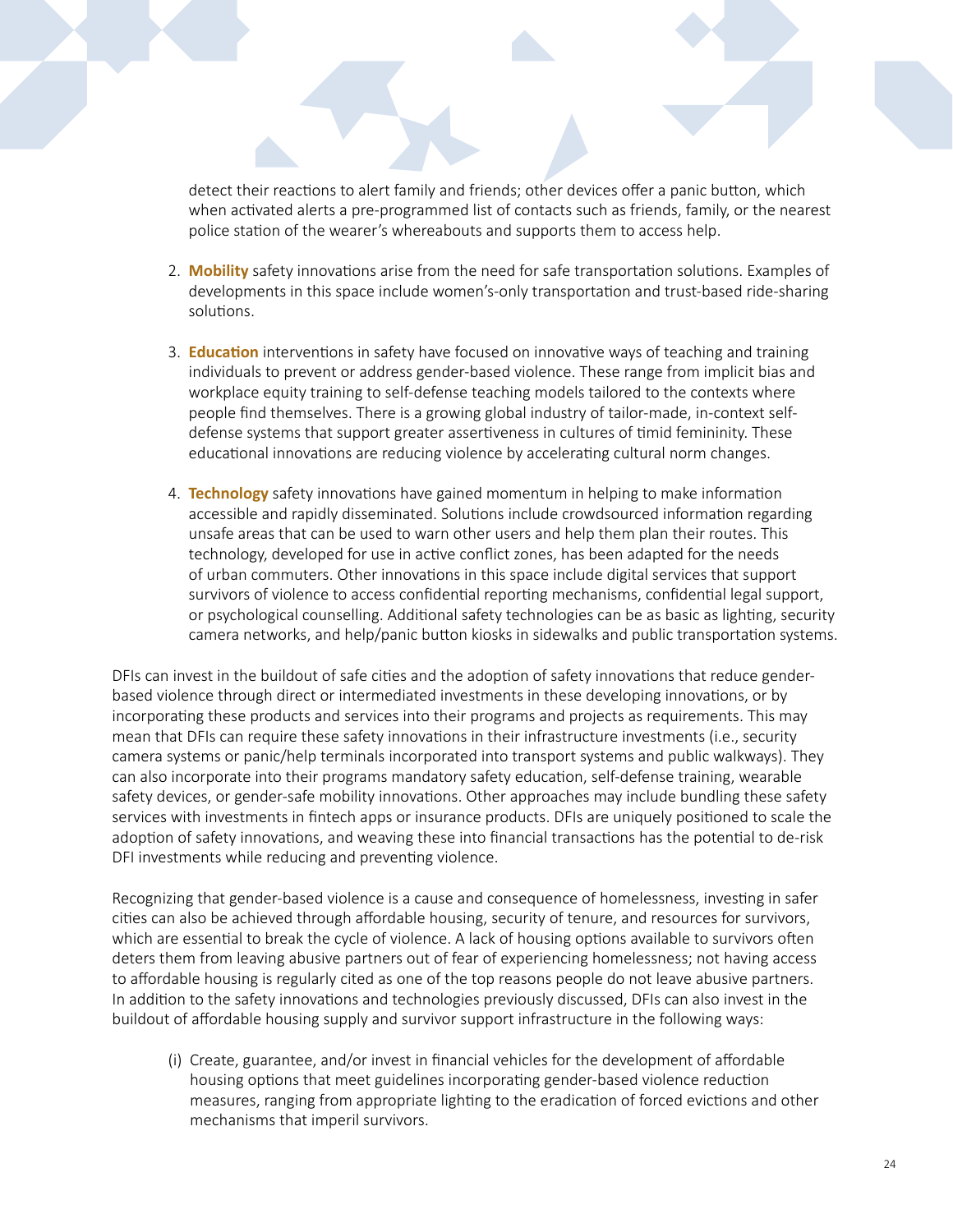detect their reactions to alert family and friends; other devices offer a panic button, which when activated alerts a pre-programmed list of contacts such as friends, family, or the nearest police station of the wearer's whereabouts and supports them to access help.

2. **Mobility** safety innovations arise from the need for safe transportation solutions. Examples of developments in this space include women's-only transportation and trust-based ride-sharing solutions.

3. **Education** interventions in safety have focused on innovative ways of teaching and training individuals to prevent or address gender-based violence. These range from implicit bias and workplace equity training to self-defense teaching models tailored to the contexts where people find themselves. There is a growing global industry of tailor-made, in-context self-defense systems that support greater assertiveness in cultures of timid femininity. These educational innovations are reducing violence by accelerating cultural norm changes.

4. **Technology** safety innovations have gained momentum in helping to make information accessible and rapidly disseminated. Solutions include crowdsourced information regarding unsafe areas that can be used to warn other users and help them plan their routes. This technology, developed for use in active conflict zones, has been adapted for the needs of urban commuters. Other innovations in this space include digital services that support survivors of violence to access confidential reporting mechanisms, confidential legal support, or psychological counselling. Additional safety technologies can be as basic as lighting, security camera networks, and help/panic button kiosks in sidewalks and public transportation systems.

DFIs can invest in the buildout of safe cities and the adoption of safety innovations that reduce gender-based violence through direct or intermediated investments in these developing innovations, or by incorporating these products and services into their programs and projects as requirements. This may mean that DFIs can require these safety innovations in their infrastructure investments (i.e., security camera systems or panic/help terminals incorporated into transport systems and public walkways). They can also incorporate into their programs mandatory safety education, self-defense training, wearable safety devices, or gender-safe mobility innovations. Other approaches may include bundling these safety services with investments in fintech apps or insurance products. DFIs are uniquely positioned to scale the adoption of safety innovations, and weaving these into financial transactions has the potential to de-risk DFI investments while reducing and preventing violence.

Recognizing that gender-based violence is a cause and consequence of homelessness, investing in safer cities can also be achieved through affordable housing, security of tenure, and resources for survivors, which are essential to break the cycle of violence. A lack of housing options available to survivors often deters them from leaving abusive partners out of fear of experiencing homelessness; not having access to affordable housing is regularly cited as one of the top reasons people do not leave abusive partners. In addition to the safety innovations and technologies previously discussed, DFIs can also invest in the buildout of affordable housing supply and survivor support infrastructure in the following ways:

(i) Create, guarantee, and/or invest in financial vehicles for the development of affordable housing options that meet guidelines incorporating gender-based violence reduction measures, ranging from appropriate lighting to the eradication of forced evictions and other mechanisms that imperil survivors.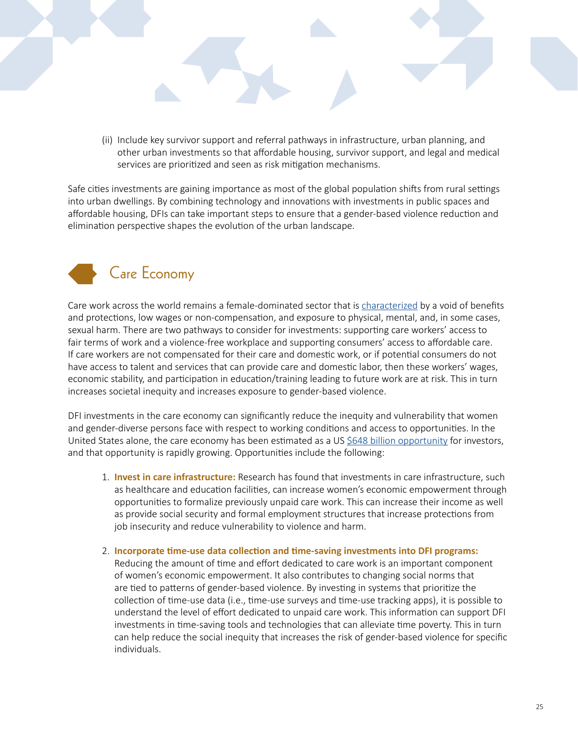(ii) Include key survivor support and referral pathways in infrastructure, urban planning, and other urban investments so that affordable housing, survivor support, and legal and medical services are prioritized and seen as risk mitigation mechanisms.

Safe cities investments are gaining importance as most of the global population shifts from rural settings into urban dwellings. By combining technology and innovations with investments in public spaces and affordable housing, DFIs can take important steps to ensure that a gender-based violence reduction and elimination perspective shapes the evolution of the urban landscape.

## Care Economy

Care work across the world remains a female-dominated sector that is characterized by a void of benefits and protections, low wages or non-compensation, and exposure to physical, mental, and, in some cases, sexual harm. There are two pathways to consider for investments: supporting care workers' access to fair terms of work and a violence-free workplace and supporting consumers' access to affordable care. If care workers are not compensated for their care and domestic work, or if potential consumers do not have access to talent and services that can provide care and domestic labor, then these workers' wages, economic stability, and participation in education/training leading to future work are at risk. This in turn increases societal inequity and increases exposure to gender-based violence.

DFI investments in the care economy can significantly reduce the inequity and vulnerability that women and gender-diverse persons face with respect to working conditions and access to opportunities. In the United States alone, the care economy has been estimated as a US $648 billion opportunity for investors, and that opportunity is rapidly growing. Opportunities include the following:

1. **Invest in care infrastructure:** Research has found that investments in care infrastructure, such as healthcare and education facilities, can increase women's economic empowerment through opportunities to formalize previously unpaid care work. This can increase their income as well as provide social security and formal employment structures that increase protections from job insecurity and reduce vulnerability to violence and harm.

2. **Incorporate time-use data collection and time-saving investments into DFI programs:** Reducing the amount of time and effort dedicated to care work is an important component of women's economic empowerment. It also contributes to changing social norms that are tied to patterns of gender-based violence. By investing in systems that prioritize the collection of time-use data (i.e., time-use surveys and time-use tracking apps), it is possible to understand the level of effort dedicated to unpaid care work. This information can support DFI investments in time-saving tools and technologies that can alleviate time poverty. This in turn can help reduce the social inequity that increases the risk of gender-based violence for specific individuals.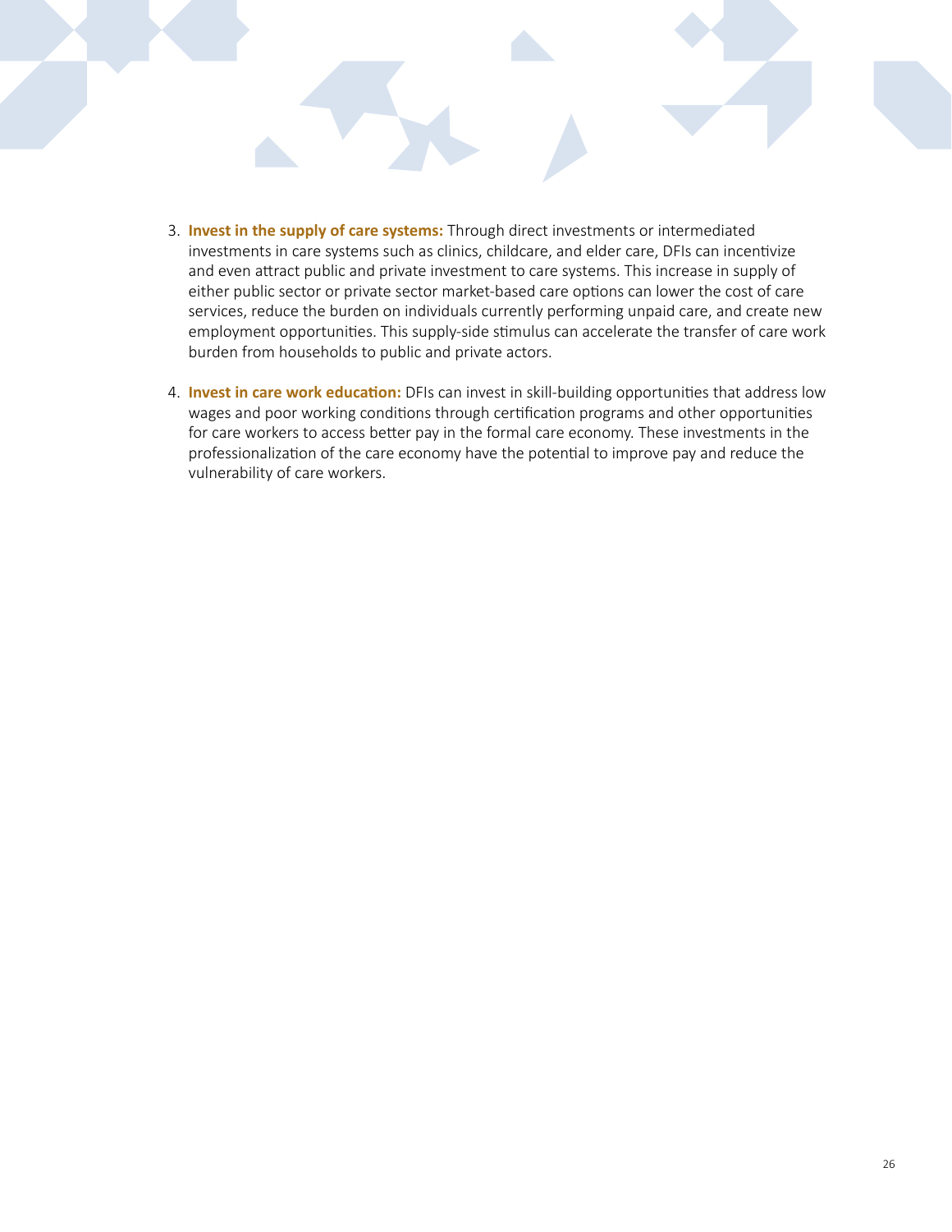3. **Invest in the supply of care systems:** Through direct investments or intermediated investments in care systems such as clinics, childcare, and elder care, DFIs can incentivize and even attract public and private investment to care systems. This increase in supply of either public sector or private sector market-based care options can lower the cost of care services, reduce the burden on individuals currently performing unpaid care, and create new employment opportunities. This supply-side stimulus can accelerate the transfer of care work burden from households to public and private actors.

4. **Invest in care work education:** DFIs can invest in skill-building opportunities that address low wages and poor working conditions through certification programs and other opportunities for care workers to access better pay in the formal care economy. These investments in the professionalization of the care economy have the potential to improve pay and reduce the vulnerability of care workers.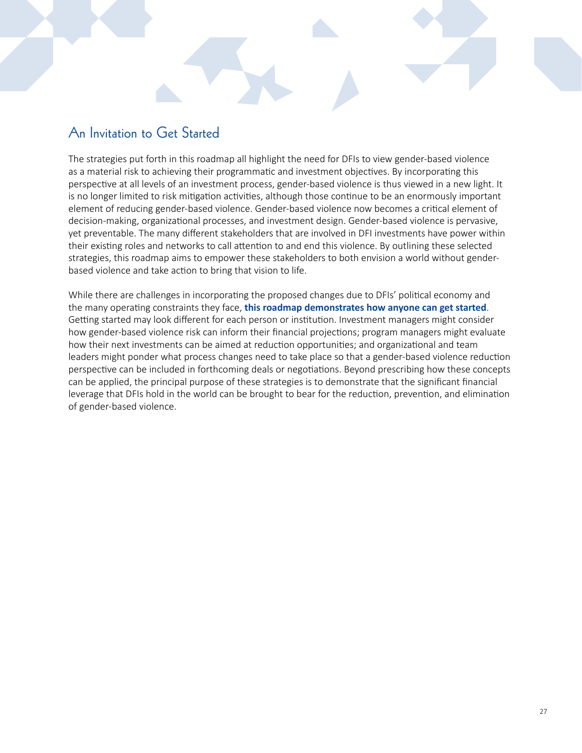## An Invitation to Get Started

The strategies put forth in this roadmap all highlight the need for DFIs to view gender-based violence as a material risk to achieving their programmatic and investment objectives. By incorporating this perspective at all levels of an investment process, gender-based violence is thus viewed in a new light. It is no longer limited to risk mitigation activities, although those continue to be an enormously important element of reducing gender-based violence. Gender-based violence now becomes a critical element of decision-making, organizational processes, and investment design. Gender-based violence is pervasive, yet preventable. The many different stakeholders that are involved in DFI investments have power within their existing roles and networks to call attention to and end this violence. By outlining these selected strategies, this roadmap aims to empower these stakeholders to both envision a world without gender-based violence and take action to bring that vision to life.

While there are challenges in incorporating the proposed changes due to DFIs' political economy and the many operating constraints they face, **this roadmap demonstrates how anyone can get started**. Getting started may look different for each person or institution. Investment managers might consider how gender-based violence risk can inform their financial projections; program managers might evaluate how their next investments can be aimed at reduction opportunities; and organizational and team leaders might ponder what process changes need to take place so that a gender-based violence reduction perspective can be included in forthcoming deals or negotiations. Beyond prescribing how these concepts can be applied, the principal purpose of these strategies is to demonstrate that the significant financial leverage that DFIs hold in the world can be brought to bear for the reduction, prevention, and elimination of gender-based violence.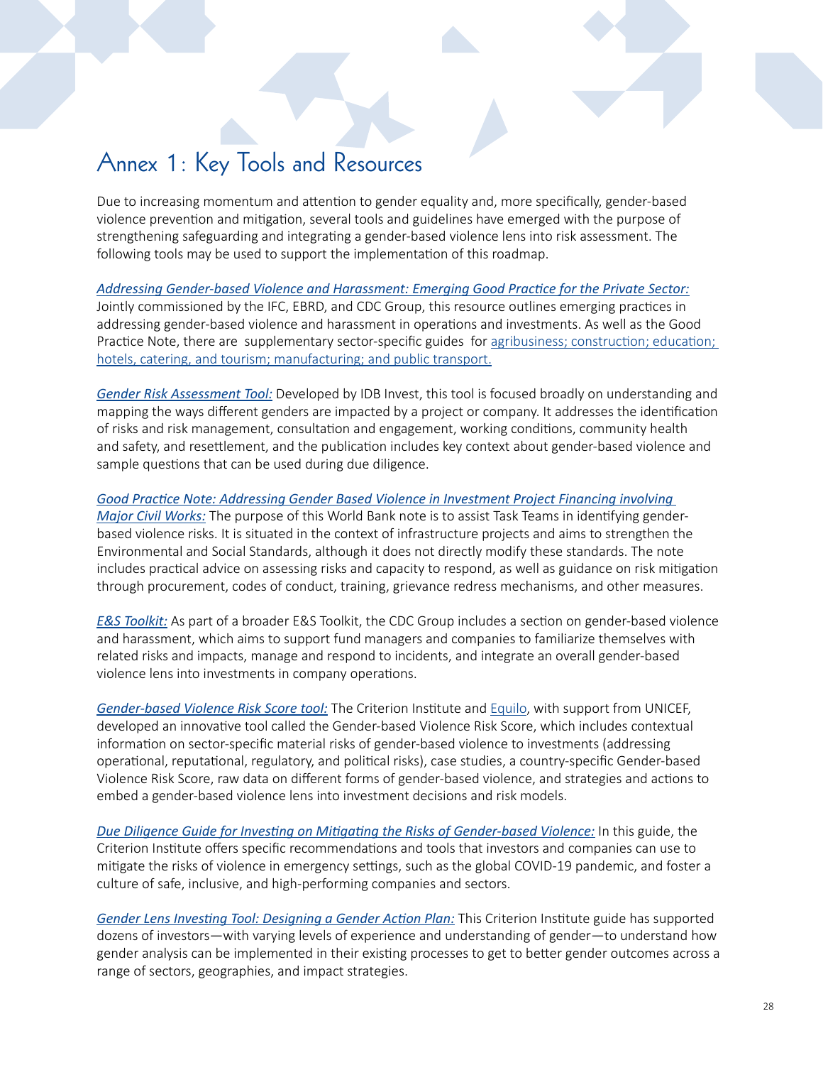# Annex 1: Key Tools and Resources

Due to increasing momentum and attention to gender equality and, more specifically, gender-based violence prevention and mitigation, several tools and guidelines have emerged with the purpose of strengthening safeguarding and integrating a gender-based violence lens into risk assessment. The following tools may be used to support the implementation of this roadmap.

*Addressing Gender-based Violence and Harassment: Emerging Good Practice for the Private Sector:* Jointly commissioned by the IFC, EBRD, and CDC Group, this resource outlines emerging practices in addressing gender-based violence and harassment in operations and investments. As well as the Good Practice Note, there are supplementary sector-specific guides for agribusiness; construction; education; hotels, catering, and tourism; manufacturing; and public transport.

*Gender Risk Assessment Tool:* Developed by IDB Invest, this tool is focused broadly on understanding and mapping the ways different genders are impacted by a project or company. It addresses the identification of risks and risk management, consultation and engagement, working conditions, community health and safety, and resettlement, and the publication includes key context about gender-based violence and sample questions that can be used during due diligence.

*Good Practice Note: Addressing Gender Based Violence in Investment Project Financing involving Major Civil Works:* The purpose of this World Bank note is to assist Task Teams in identifying gender-based violence risks. It is situated in the context of infrastructure projects and aims to strengthen the Environmental and Social Standards, although it does not directly modify these standards. The note includes practical advice on assessing risks and capacity to respond, as well as guidance on risk mitigation through procurement, codes of conduct, training, grievance redress mechanisms, and other measures.

*E&S Toolkit:* As part of a broader E&S Toolkit, the CDC Group includes a section on gender-based violence and harassment, which aims to support fund managers and companies to familiarize themselves with related risks and impacts, manage and respond to incidents, and integrate an overall gender-based violence lens into investments in company operations.

*Gender-based Violence Risk Score tool:* The Criterion Institute and Equilo, with support from UNICEF, developed an innovative tool called the Gender-based Violence Risk Score, which includes contextual information on sector-specific material risks of gender-based violence to investments (addressing operational, reputational, regulatory, and political risks), case studies, a country-specific Gender-based Violence Risk Score, raw data on different forms of gender-based violence, and strategies and actions to embed a gender-based violence lens into investment decisions and risk models.

*Due Diligence Guide for Investing on Mitigating the Risks of Gender-based Violence:* In this guide, the Criterion Institute offers specific recommendations and tools that investors and companies can use to mitigate the risks of violence in emergency settings, such as the global COVID-19 pandemic, and foster a culture of safe, inclusive, and high-performing companies and sectors.

*Gender Lens Investing Tool: Designing a Gender Action Plan:* This Criterion Institute guide has supported dozens of investors—with varying levels of experience and understanding of gender—to understand how gender analysis can be implemented in their existing processes to get to better gender outcomes across a range of sectors, geographies, and impact strategies.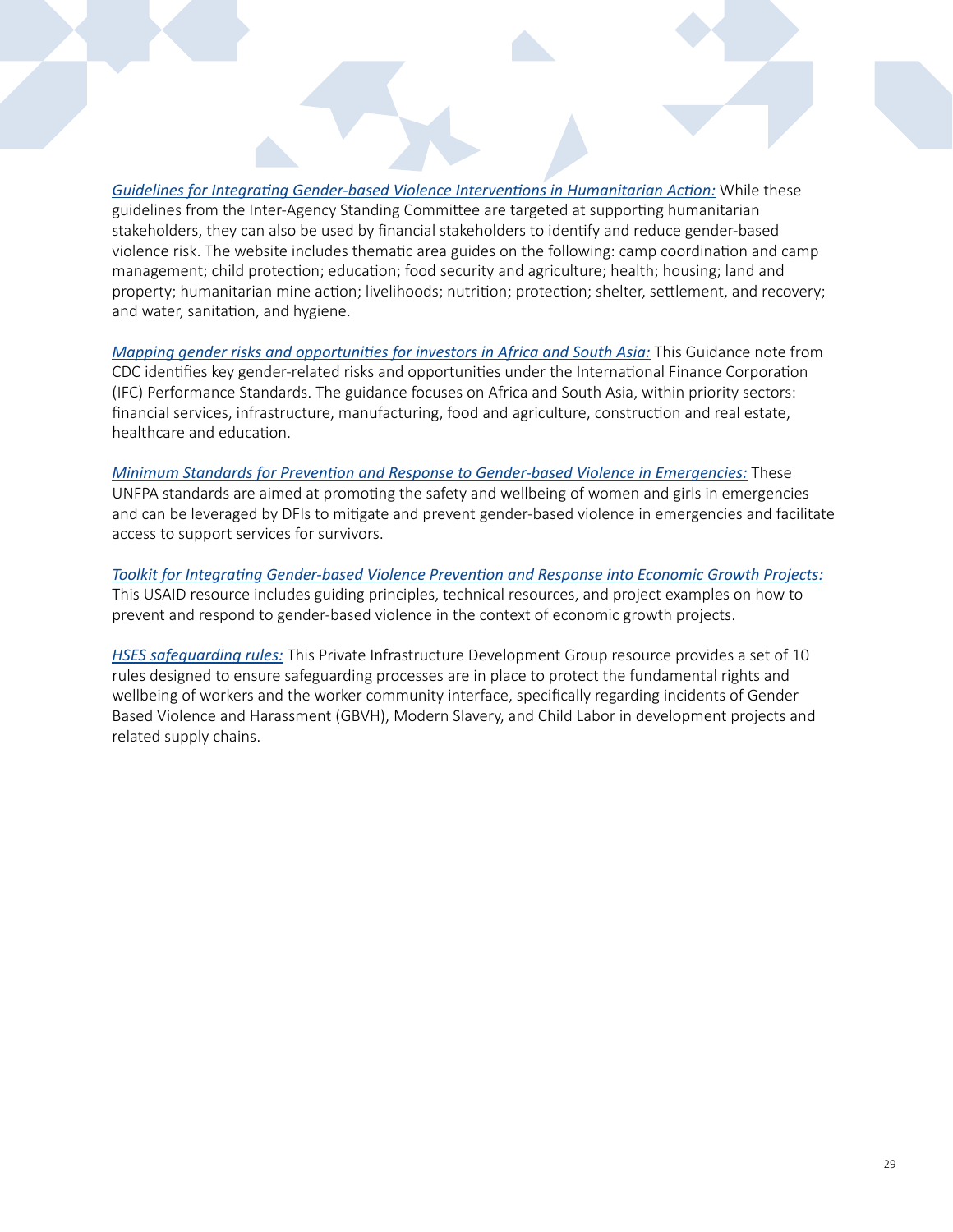*Guidelines for Integrating Gender-based Violence Interventions in Humanitarian Action:* While these guidelines from the Inter-Agency Standing Committee are targeted at supporting humanitarian stakeholders, they can also be used by financial stakeholders to identify and reduce gender-based violence risk. The website includes thematic area guides on the following: camp coordination and camp management; child protection; education; food security and agriculture; health; housing; land and property; humanitarian mine action; livelihoods; nutrition; protection; shelter, settlement, and recovery; and water, sanitation, and hygiene.

*Mapping gender risks and opportunities for investors in Africa and South Asia:* This Guidance note from CDC identifies key gender-related risks and opportunities under the International Finance Corporation (IFC) Performance Standards. The guidance focuses on Africa and South Asia, within priority sectors: financial services, infrastructure, manufacturing, food and agriculture, construction and real estate, healthcare and education.

*Minimum Standards for Prevention and Response to Gender-based Violence in Emergencies:* These UNFPA standards are aimed at promoting the safety and wellbeing of women and girls in emergencies and can be leveraged by DFIs to mitigate and prevent gender-based violence in emergencies and facilitate access to support services for survivors.

*Toolkit for Integrating Gender-based Violence Prevention and Response into Economic Growth Projects:* This USAID resource includes guiding principles, technical resources, and project examples on how to prevent and respond to gender-based violence in the context of economic growth projects.

*HSES safeguarding rules:* This Private Infrastructure Development Group resource provides a set of 10 rules designed to ensure safeguarding processes are in place to protect the fundamental rights and wellbeing of workers and the worker community interface, specifically regarding incidents of Gender Based Violence and Harassment (GBVH), Modern Slavery, and Child Labor in development projects and related supply chains.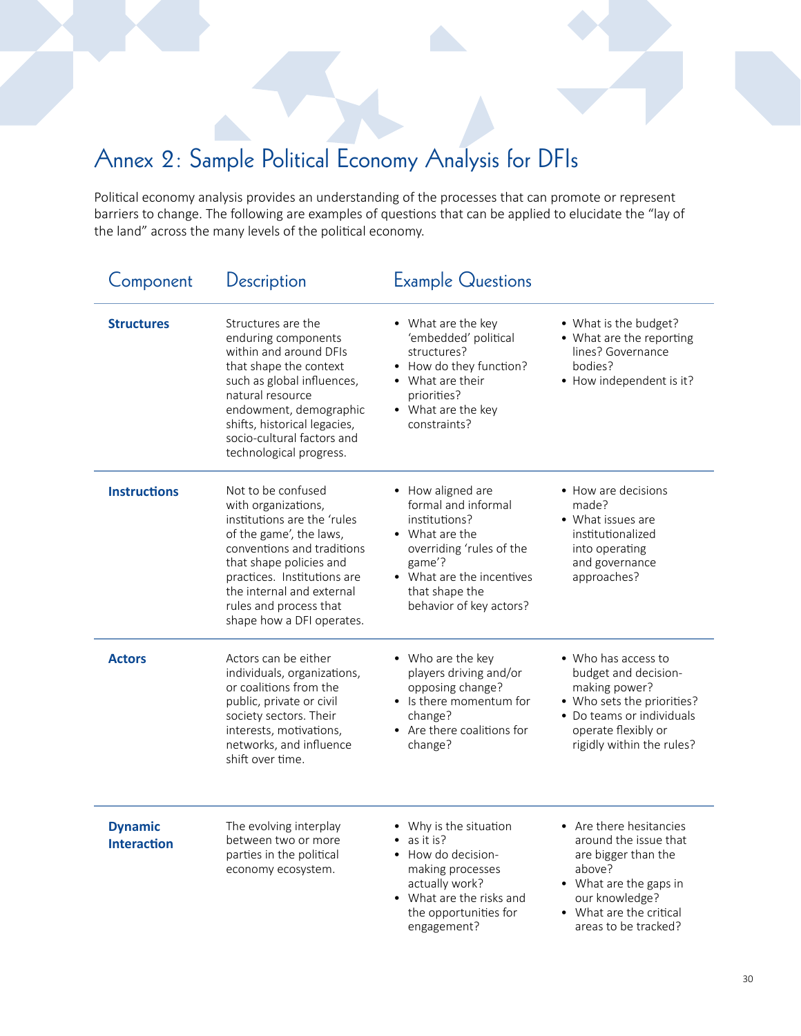# Annex 2: Sample Political Economy Analysis for DFIs

Political economy analysis provides an understanding of the processes that can promote or represent barriers to change. The following are examples of questions that can be applied to elucidate the "lay of the land" across the many levels of the political economy.

| Component | Description | Example Questions | |
|---|---|---|---|
| **Structures** | Structures are the enduring components within and around DFIs that shape the context such as global influences, natural resource endowment, demographic shifts, historical legacies, socio-cultural factors and technological progress. | • What are the key 'embedded' political structures?<br>• How do they function?<br>• What are their priorities?<br>• What are the key constraints? | • What is the budget?<br>• What are the reporting lines? Governance bodies?<br>• How independent is it? |
| **Instructions** | Not to be confused with organizations, institutions are the 'rules of the game', the laws, conventions and traditions that shape policies and practices. Institutions are the internal and external rules and process that shape how a DFI operates. | • How aligned are formal and informal institutions?<br>• What are the overriding 'rules of the game'?<br>• What are the incentives that shape the behavior of key actors? | • How are decisions made?<br>• What issues are institutionalized into operating and governance approaches? |
| **Actors** | Actors can be either individuals, organizations, or coalitions from the public, private or civil society sectors. Their interests, motivations, networks, and influence shift over time. | • Who are the key players driving and/or opposing change?<br>• Is there momentum for change?<br>• Are there coalitions for change? | • Who has access to budget and decision-making power?<br>• Who sets the priorities?<br>• Do teams or individuals operate flexibly or rigidly within the rules? |
| **Dynamic Interaction** | The evolving interplay between two or more parties in the political economy ecosystem. | • Why is the situation<br>• as it is?<br>• How do decision-making processes actually work?<br>• What are the risks and the opportunities for engagement? | • Are there hesitancies around the issue that are bigger than the above?<br>• What are the gaps in our knowledge?<br>• What are the critical areas to be tracked? |